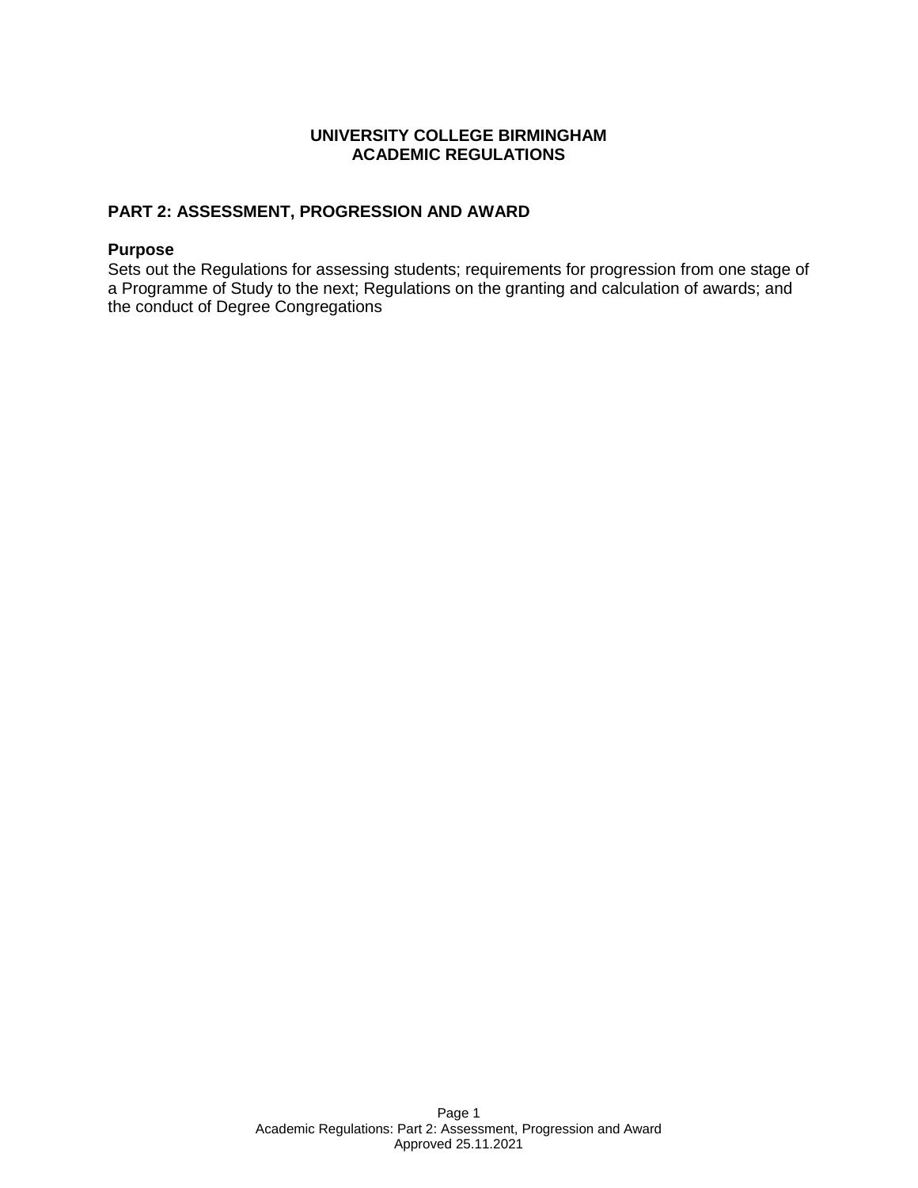# UNIVERSITY COLLEGE BIRMINGHAM
# ACADEMIC REGULATIONS

## PART 2: ASSESSMENT, PROGRESSION AND AWARD

### Purpose

Sets out the Regulations for assessing students; requirements for progression from one stage of a Programme of Study to the next; Regulations on the granting and calculation of awards; and the conduct of Degree Congregations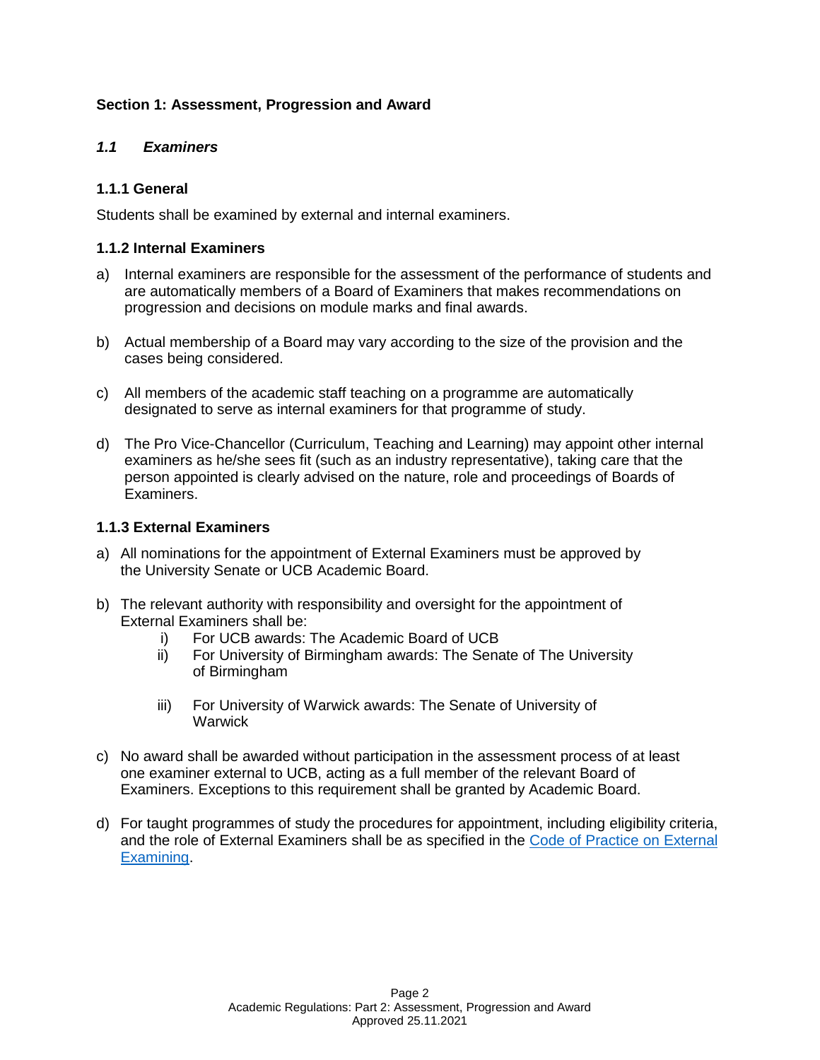## Section 1: Assessment, Progression and Award

### *1.1 Examiners*

#### 1.1.1 General

Students shall be examined by external and internal examiners.

#### 1.1.2 Internal Examiners

a) Internal examiners are responsible for the assessment of the performance of students and are automatically members of a Board of Examiners that makes recommendations on progression and decisions on module marks and final awards.

b) Actual membership of a Board may vary according to the size of the provision and the cases being considered.

c) All members of the academic staff teaching on a programme are automatically designated to serve as internal examiners for that programme of study.

d) The Pro Vice-Chancellor (Curriculum, Teaching and Learning) may appoint other internal examiners as he/she sees fit (such as an industry representative), taking care that the person appointed is clearly advised on the nature, role and proceedings of Boards of Examiners.

#### 1.1.3 External Examiners

a) All nominations for the appointment of External Examiners must be approved by the University Senate or UCB Academic Board.

b) The relevant authority with responsibility and oversight for the appointment of External Examiners shall be:
   i) For UCB awards: The Academic Board of UCB
   ii) For University of Birmingham awards: The Senate of The University of Birmingham
   iii) For University of Warwick awards: The Senate of University of Warwick

c) No award shall be awarded without participation in the assessment process of at least one examiner external to UCB, acting as a full member of the relevant Board of Examiners. Exceptions to this requirement shall be granted by Academic Board.

d) For taught programmes of study the procedures for appointment, including eligibility criteria, and the role of External Examiners shall be as specified in the Code of Practice on External Examining.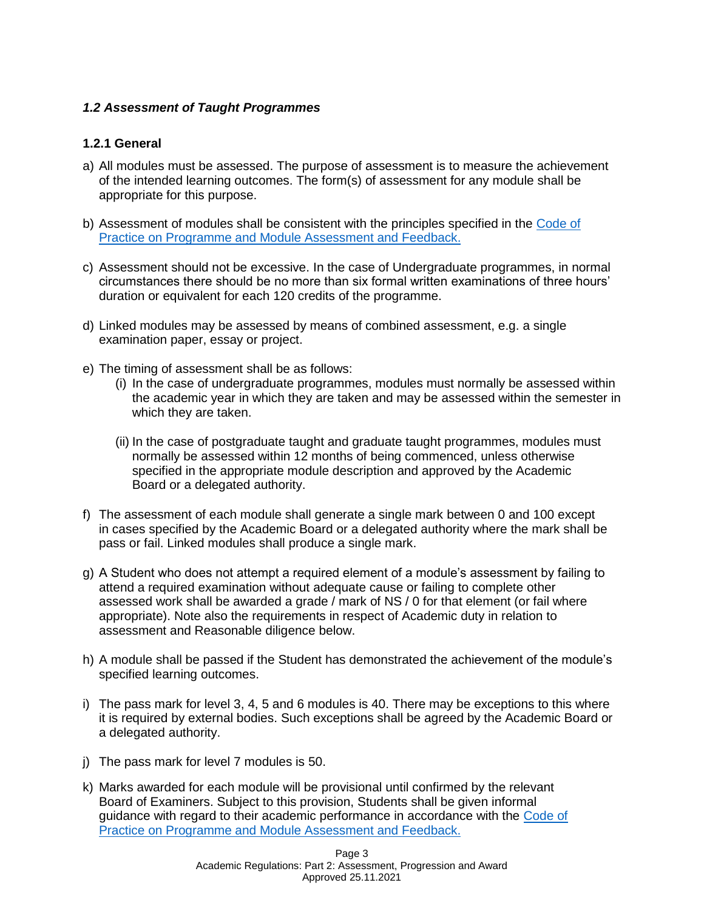### *1.2 Assessment of Taught Programmes*

#### 1.2.1 General

a) All modules must be assessed. The purpose of assessment is to measure the achievement of the intended learning outcomes. The form(s) of assessment for any module shall be appropriate for this purpose.

b) Assessment of modules shall be consistent with the principles specified in the Code of Practice on Programme and Module Assessment and Feedback.

c) Assessment should not be excessive. In the case of Undergraduate programmes, in normal circumstances there should be no more than six formal written examinations of three hours' duration or equivalent for each 120 credits of the programme.

d) Linked modules may be assessed by means of combined assessment, e.g. a single examination paper, essay or project.

e) The timing of assessment shall be as follows:
   - (i) In the case of undergraduate programmes, modules must normally be assessed within the academic year in which they are taken and may be assessed within the semester in which they are taken.
   - (ii) In the case of postgraduate taught and graduate taught programmes, modules must normally be assessed within 12 months of being commenced, unless otherwise specified in the appropriate module description and approved by the Academic Board or a delegated authority.

f) The assessment of each module shall generate a single mark between 0 and 100 except in cases specified by the Academic Board or a delegated authority where the mark shall be pass or fail. Linked modules shall produce a single mark.

g) A Student who does not attempt a required element of a module's assessment by failing to attend a required examination without adequate cause or failing to complete other assessed work shall be awarded a grade / mark of NS / 0 for that element (or fail where appropriate). Note also the requirements in respect of Academic duty in relation to assessment and Reasonable diligence below.

h) A module shall be passed if the Student has demonstrated the achievement of the module's specified learning outcomes.

i) The pass mark for level 3, 4, 5 and 6 modules is 40. There may be exceptions to this where it is required by external bodies. Such exceptions shall be agreed by the Academic Board or a delegated authority.

j) The pass mark for level 7 modules is 50.

k) Marks awarded for each module will be provisional until confirmed by the relevant Board of Examiners. Subject to this provision, Students shall be given informal guidance with regard to their academic performance in accordance with the Code of Practice on Programme and Module Assessment and Feedback.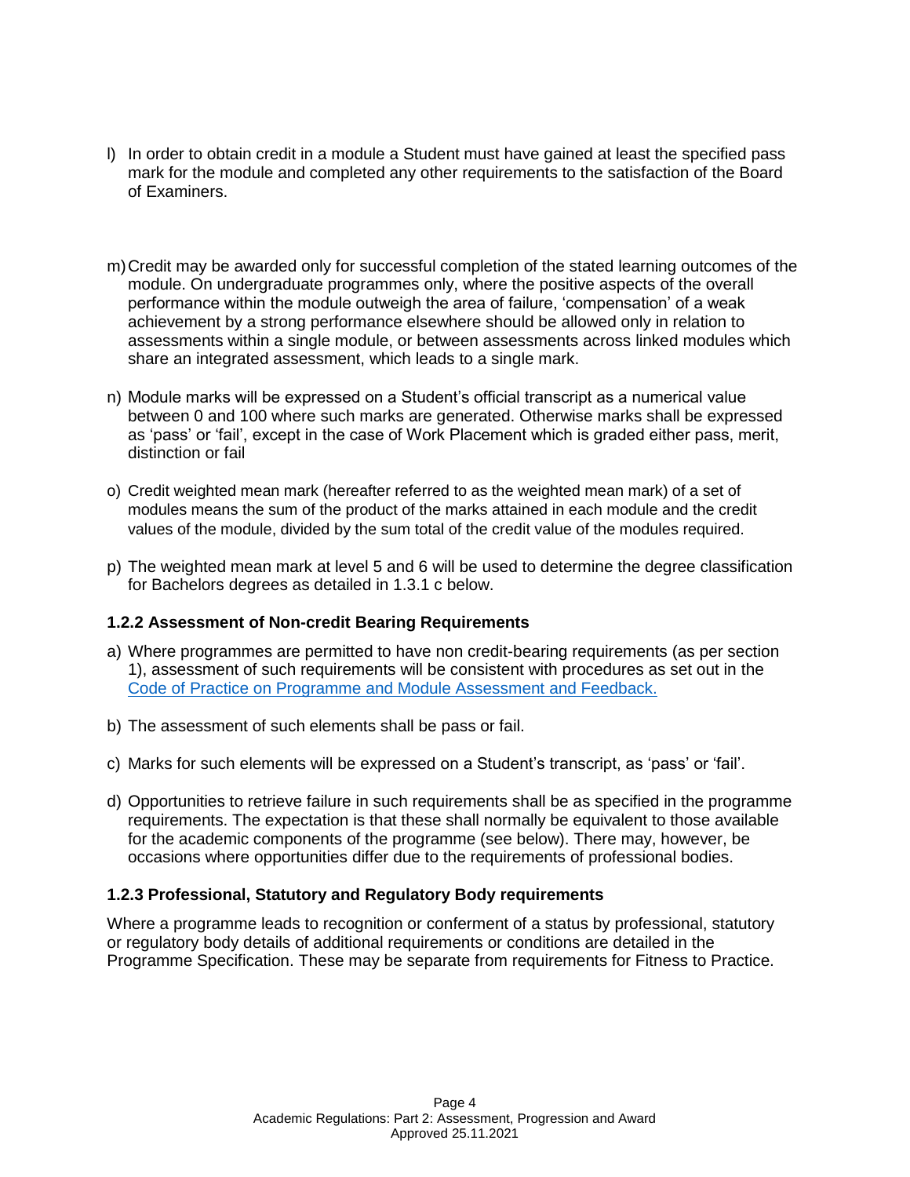l) In order to obtain credit in a module a Student must have gained at least the specified pass mark for the module and completed any other requirements to the satisfaction of the Board of Examiners.

m) Credit may be awarded only for successful completion of the stated learning outcomes of the module. On undergraduate programmes only, where the positive aspects of the overall performance within the module outweigh the area of failure, 'compensation' of a weak achievement by a strong performance elsewhere should be allowed only in relation to assessments within a single module, or between assessments across linked modules which share an integrated assessment, which leads to a single mark.

n) Module marks will be expressed on a Student's official transcript as a numerical value between 0 and 100 where such marks are generated. Otherwise marks shall be expressed as 'pass' or 'fail', except in the case of Work Placement which is graded either pass, merit, distinction or fail

o) Credit weighted mean mark (hereafter referred to as the weighted mean mark) of a set of modules means the sum of the product of the marks attained in each module and the credit values of the module, divided by the sum total of the credit value of the modules required.

p) The weighted mean mark at level 5 and 6 will be used to determine the degree classification for Bachelors degrees as detailed in 1.3.1 c below.

### 1.2.2 Assessment of Non-credit Bearing Requirements

a) Where programmes are permitted to have non credit-bearing requirements (as per section 1), assessment of such requirements will be consistent with procedures as set out in the Code of Practice on Programme and Module Assessment and Feedback.

b) The assessment of such elements shall be pass or fail.

c) Marks for such elements will be expressed on a Student's transcript, as 'pass' or 'fail'.

d) Opportunities to retrieve failure in such requirements shall be as specified in the programme requirements. The expectation is that these shall normally be equivalent to those available for the academic components of the programme (see below). There may, however, be occasions where opportunities differ due to the requirements of professional bodies.

### 1.2.3 Professional, Statutory and Regulatory Body requirements

Where a programme leads to recognition or conferment of a status by professional, statutory or regulatory body details of additional requirements or conditions are detailed in the Programme Specification. These may be separate from requirements for Fitness to Practice.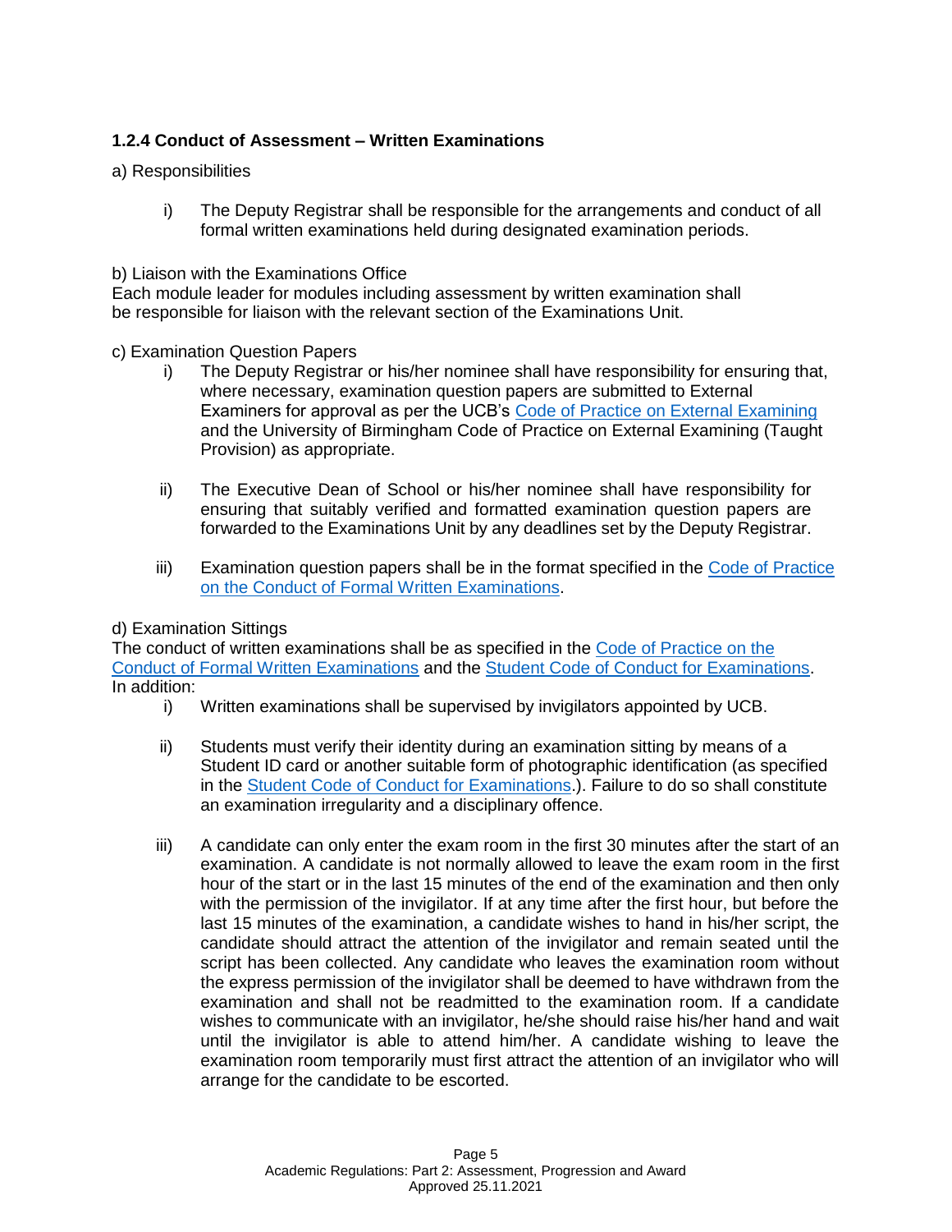### 1.2.4 Conduct of Assessment – Written Examinations

a) Responsibilities

i) The Deputy Registrar shall be responsible for the arrangements and conduct of all formal written examinations held during designated examination periods.

b) Liaison with the Examinations Office
Each module leader for modules including assessment by written examination shall be responsible for liaison with the relevant section of the Examinations Unit.

c) Examination Question Papers

i) The Deputy Registrar or his/her nominee shall have responsibility for ensuring that, where necessary, examination question papers are submitted to External Examiners for approval as per the UCB's Code of Practice on External Examining and the University of Birmingham Code of Practice on External Examining (Taught Provision) as appropriate.

ii) The Executive Dean of School or his/her nominee shall have responsibility for ensuring that suitably verified and formatted examination question papers are forwarded to the Examinations Unit by any deadlines set by the Deputy Registrar.

iii) Examination question papers shall be in the format specified in the Code of Practice on the Conduct of Formal Written Examinations.

d) Examination Sittings
The conduct of written examinations shall be as specified in the Code of Practice on the Conduct of Formal Written Examinations and the Student Code of Conduct for Examinations. In addition:

i) Written examinations shall be supervised by invigilators appointed by UCB.

ii) Students must verify their identity during an examination sitting by means of a Student ID card or another suitable form of photographic identification (as specified in the Student Code of Conduct for Examinations.). Failure to do so shall constitute an examination irregularity and a disciplinary offence.

iii) A candidate can only enter the exam room in the first 30 minutes after the start of an examination. A candidate is not normally allowed to leave the exam room in the first hour of the start or in the last 15 minutes of the end of the examination and then only with the permission of the invigilator. If at any time after the first hour, but before the last 15 minutes of the examination, a candidate wishes to hand in his/her script, the candidate should attract the attention of the invigilator and remain seated until the script has been collected. Any candidate who leaves the examination room without the express permission of the invigilator shall be deemed to have withdrawn from the examination and shall not be readmitted to the examination room. If a candidate wishes to communicate with an invigilator, he/she should raise his/her hand and wait until the invigilator is able to attend him/her. A candidate wishing to leave the examination room temporarily must first attract the attention of an invigilator who will arrange for the candidate to be escorted.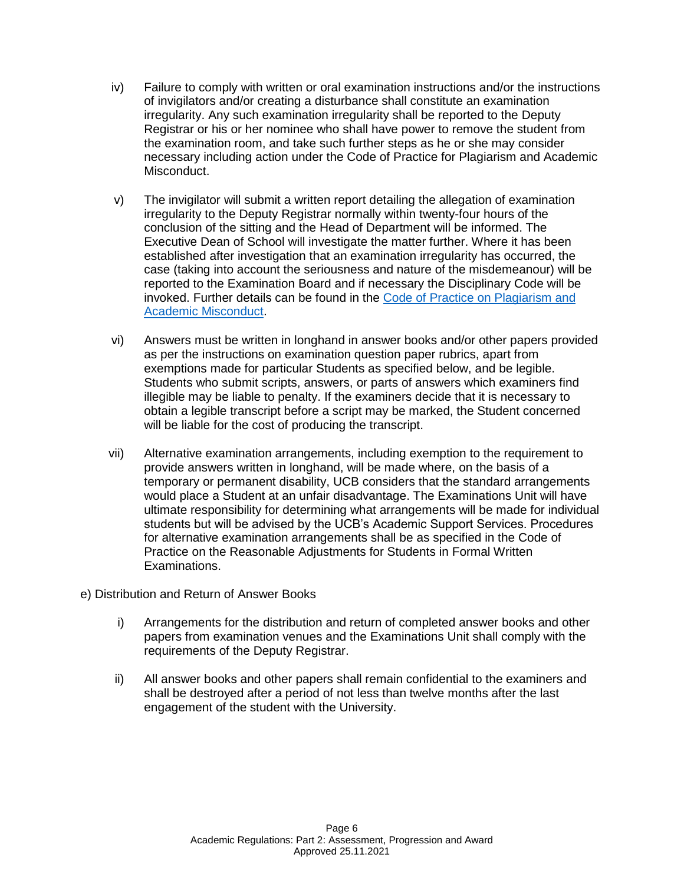iv) Failure to comply with written or oral examination instructions and/or the instructions of invigilators and/or creating a disturbance shall constitute an examination irregularity. Any such examination irregularity shall be reported to the Deputy Registrar or his or her nominee who shall have power to remove the student from the examination room, and take such further steps as he or she may consider necessary including action under the Code of Practice for Plagiarism and Academic Misconduct.

v) The invigilator will submit a written report detailing the allegation of examination irregularity to the Deputy Registrar normally within twenty-four hours of the conclusion of the sitting and the Head of Department will be informed. The Executive Dean of School will investigate the matter further. Where it has been established after investigation that an examination irregularity has occurred, the case (taking into account the seriousness and nature of the misdemeanour) will be reported to the Examination Board and if necessary the Disciplinary Code will be invoked. Further details can be found in the Code of Practice on Plagiarism and Academic Misconduct.

vi) Answers must be written in longhand in answer books and/or other papers provided as per the instructions on examination question paper rubrics, apart from exemptions made for particular Students as specified below, and be legible. Students who submit scripts, answers, or parts of answers which examiners find illegible may be liable to penalty. If the examiners decide that it is necessary to obtain a legible transcript before a script may be marked, the Student concerned will be liable for the cost of producing the transcript.

vii) Alternative examination arrangements, including exemption to the requirement to provide answers written in longhand, will be made where, on the basis of a temporary or permanent disability, UCB considers that the standard arrangements would place a Student at an unfair disadvantage. The Examinations Unit will have ultimate responsibility for determining what arrangements will be made for individual students but will be advised by the UCB's Academic Support Services. Procedures for alternative examination arrangements shall be as specified in the Code of Practice on the Reasonable Adjustments for Students in Formal Written Examinations.

e) Distribution and Return of Answer Books

i) Arrangements for the distribution and return of completed answer books and other papers from examination venues and the Examinations Unit shall comply with the requirements of the Deputy Registrar.

ii) All answer books and other papers shall remain confidential to the examiners and shall be destroyed after a period of not less than twelve months after the last engagement of the student with the University.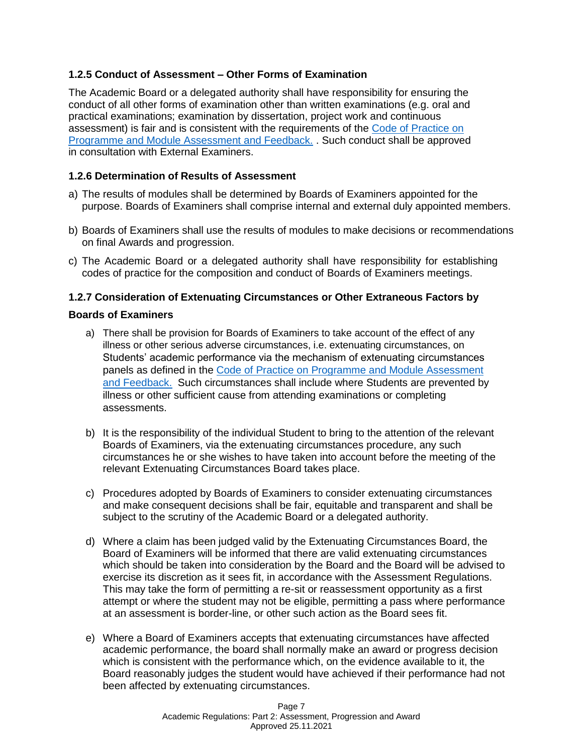### 1.2.5 Conduct of Assessment – Other Forms of Examination

The Academic Board or a delegated authority shall have responsibility for ensuring the conduct of all other forms of examination other than written examinations (e.g. oral and practical examinations; examination by dissertation, project work and continuous assessment) is fair and is consistent with the requirements of the Code of Practice on Programme and Module Assessment and Feedback. . Such conduct shall be approved in consultation with External Examiners.

### 1.2.6 Determination of Results of Assessment

a) The results of modules shall be determined by Boards of Examiners appointed for the purpose. Boards of Examiners shall comprise internal and external duly appointed members.

b) Boards of Examiners shall use the results of modules to make decisions or recommendations on final Awards and progression.

c) The Academic Board or a delegated authority shall have responsibility for establishing codes of practice for the composition and conduct of Boards of Examiners meetings.

### 1.2.7 Consideration of Extenuating Circumstances or Other Extraneous Factors by Boards of Examiners

a) There shall be provision for Boards of Examiners to take account of the effect of any illness or other serious adverse circumstances, i.e. extenuating circumstances, on Students' academic performance via the mechanism of extenuating circumstances panels as defined in the Code of Practice on Programme and Module Assessment and Feedback. Such circumstances shall include where Students are prevented by illness or other sufficient cause from attending examinations or completing assessments.

b) It is the responsibility of the individual Student to bring to the attention of the relevant Boards of Examiners, via the extenuating circumstances procedure, any such circumstances he or she wishes to have taken into account before the meeting of the relevant Extenuating Circumstances Board takes place.

c) Procedures adopted by Boards of Examiners to consider extenuating circumstances and make consequent decisions shall be fair, equitable and transparent and shall be subject to the scrutiny of the Academic Board or a delegated authority.

d) Where a claim has been judged valid by the Extenuating Circumstances Board, the Board of Examiners will be informed that there are valid extenuating circumstances which should be taken into consideration by the Board and the Board will be advised to exercise its discretion as it sees fit, in accordance with the Assessment Regulations. This may take the form of permitting a re-sit or reassessment opportunity as a first attempt or where the student may not be eligible, permitting a pass where performance at an assessment is border-line, or other such action as the Board sees fit.

e) Where a Board of Examiners accepts that extenuating circumstances have affected academic performance, the board shall normally make an award or progress decision which is consistent with the performance which, on the evidence available to it, the Board reasonably judges the student would have achieved if their performance had not been affected by extenuating circumstances.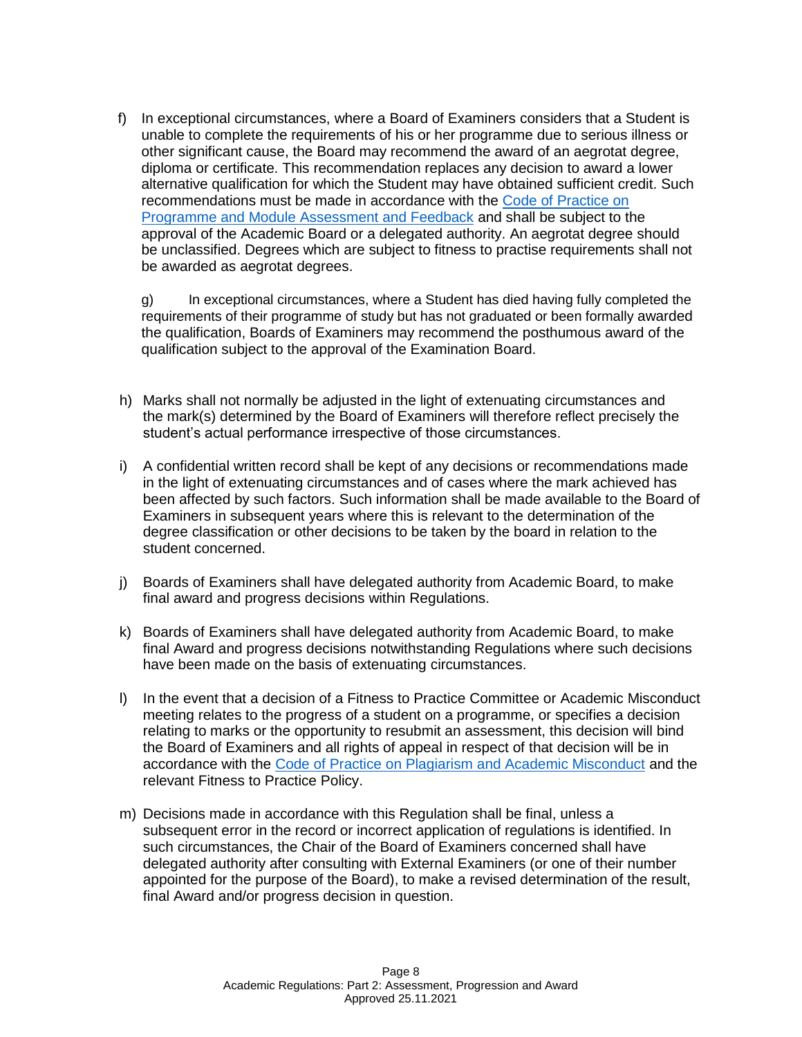f) In exceptional circumstances, where a Board of Examiners considers that a Student is unable to complete the requirements of his or her programme due to serious illness or other significant cause, the Board may recommend the award of an aegrotat degree, diploma or certificate. This recommendation replaces any decision to award a lower alternative qualification for which the Student may have obtained sufficient credit. Such recommendations must be made in accordance with the [Code of Practice on Programme and Module Assessment and Feedback]() and shall be subject to the approval of the Academic Board or a delegated authority. An aegrotat degree should be unclassified. Degrees which are subject to fitness to practise requirements shall not be awarded as aegrotat degrees.

g) In exceptional circumstances, where a Student has died having fully completed the requirements of their programme of study but has not graduated or been formally awarded the qualification, Boards of Examiners may recommend the posthumous award of the qualification subject to the approval of the Examination Board.

h) Marks shall not normally be adjusted in the light of extenuating circumstances and the mark(s) determined by the Board of Examiners will therefore reflect precisely the student's actual performance irrespective of those circumstances.

i) A confidential written record shall be kept of any decisions or recommendations made in the light of extenuating circumstances and of cases where the mark achieved has been affected by such factors. Such information shall be made available to the Board of Examiners in subsequent years where this is relevant to the determination of the degree classification or other decisions to be taken by the board in relation to the student concerned.

j) Boards of Examiners shall have delegated authority from Academic Board, to make final award and progress decisions within Regulations.

k) Boards of Examiners shall have delegated authority from Academic Board, to make final Award and progress decisions notwithstanding Regulations where such decisions have been made on the basis of extenuating circumstances.

l) In the event that a decision of a Fitness to Practice Committee or Academic Misconduct meeting relates to the progress of a student on a programme, or specifies a decision relating to marks or the opportunity to resubmit an assessment, this decision will bind the Board of Examiners and all rights of appeal in respect of that decision will be in accordance with the [Code of Practice on Plagiarism and Academic Misconduct]() and the relevant Fitness to Practice Policy.

m) Decisions made in accordance with this Regulation shall be final, unless a subsequent error in the record or incorrect application of regulations is identified. In such circumstances, the Chair of the Board of Examiners concerned shall have delegated authority after consulting with External Examiners (or one of their number appointed for the purpose of the Board), to make a revised determination of the result, final Award and/or progress decision in question.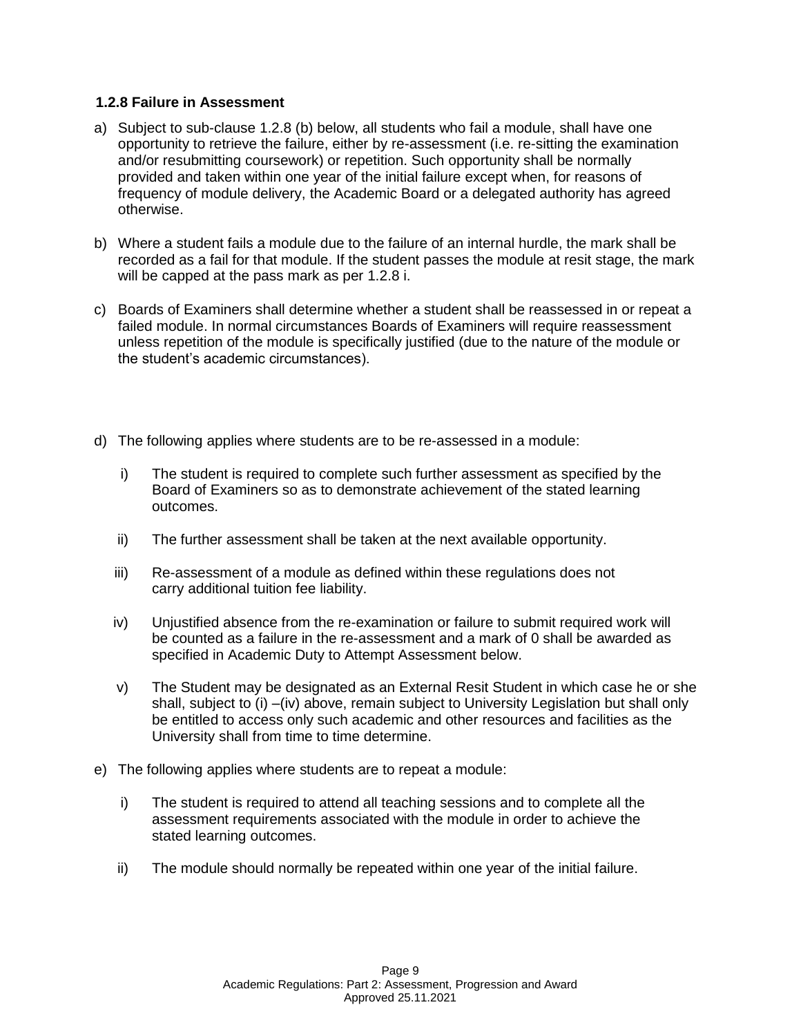### 1.2.8 Failure in Assessment

a) Subject to sub-clause 1.2.8 (b) below, all students who fail a module, shall have one opportunity to retrieve the failure, either by re-assessment (i.e. re-sitting the examination and/or resubmitting coursework) or repetition. Such opportunity shall be normally provided and taken within one year of the initial failure except when, for reasons of frequency of module delivery, the Academic Board or a delegated authority has agreed otherwise.

b) Where a student fails a module due to the failure of an internal hurdle, the mark shall be recorded as a fail for that module. If the student passes the module at resit stage, the mark will be capped at the pass mark as per 1.2.8 i.

c) Boards of Examiners shall determine whether a student shall be reassessed in or repeat a failed module. In normal circumstances Boards of Examiners will require reassessment unless repetition of the module is specifically justified (due to the nature of the module or the student's academic circumstances).

d) The following applies where students are to be re-assessed in a module:

   i) The student is required to complete such further assessment as specified by the Board of Examiners so as to demonstrate achievement of the stated learning outcomes.

   ii) The further assessment shall be taken at the next available opportunity.

   iii) Re-assessment of a module as defined within these regulations does not carry additional tuition fee liability.

   iv) Unjustified absence from the re-examination or failure to submit required work will be counted as a failure in the re-assessment and a mark of 0 shall be awarded as specified in Academic Duty to Attempt Assessment below.

   v) The Student may be designated as an External Resit Student in which case he or she shall, subject to (i) –(iv) above, remain subject to University Legislation but shall only be entitled to access only such academic and other resources and facilities as the University shall from time to time determine.

e) The following applies where students are to repeat a module:

   i) The student is required to attend all teaching sessions and to complete all the assessment requirements associated with the module in order to achieve the stated learning outcomes.

   ii) The module should normally be repeated within one year of the initial failure.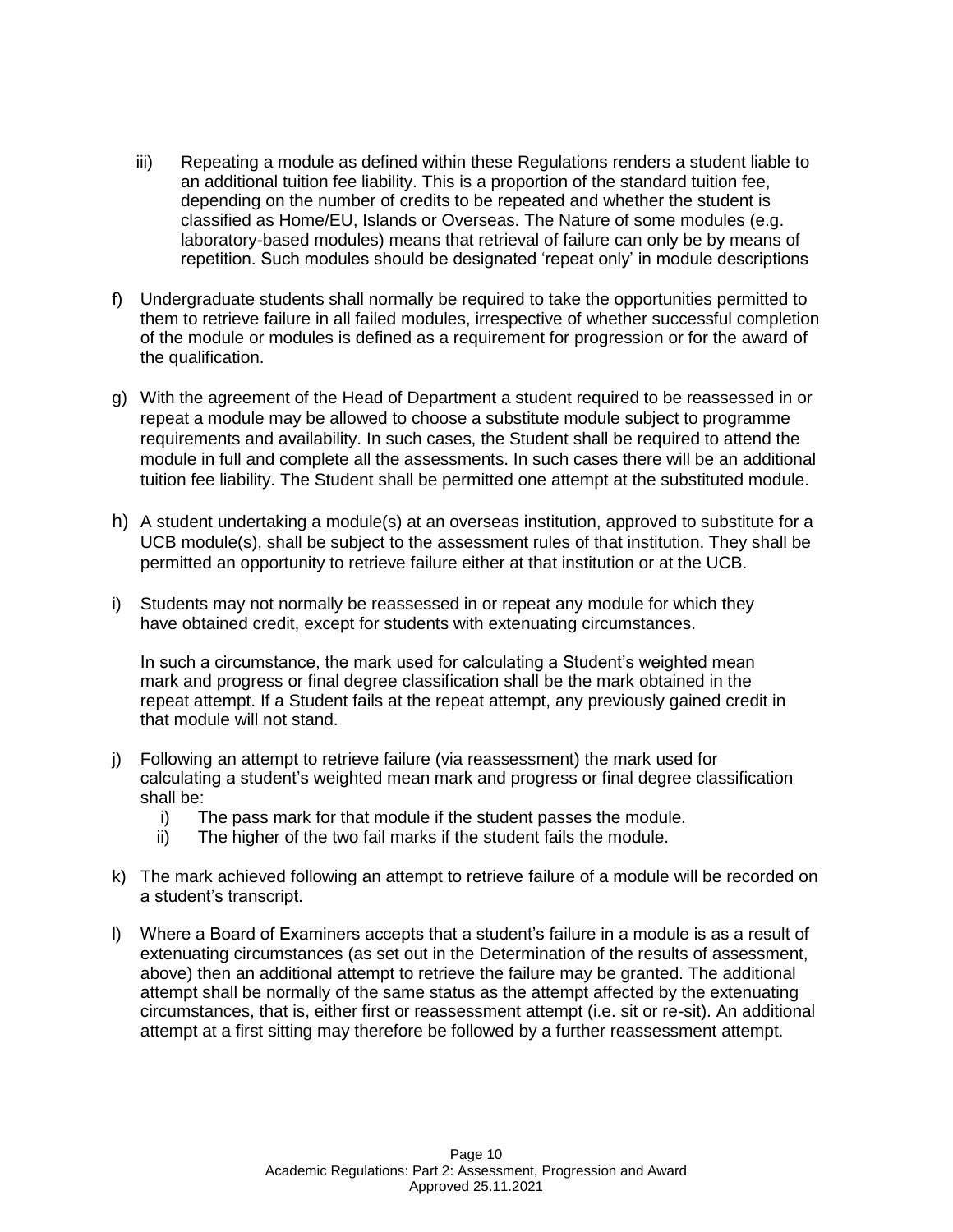iii) Repeating a module as defined within these Regulations renders a student liable to an additional tuition fee liability. This is a proportion of the standard tuition fee, depending on the number of credits to be repeated and whether the student is classified as Home/EU, Islands or Overseas. The Nature of some modules (e.g. laboratory-based modules) means that retrieval of failure can only be by means of repetition. Such modules should be designated 'repeat only' in module descriptions

f) Undergraduate students shall normally be required to take the opportunities permitted to them to retrieve failure in all failed modules, irrespective of whether successful completion of the module or modules is defined as a requirement for progression or for the award of the qualification.

g) With the agreement of the Head of Department a student required to be reassessed in or repeat a module may be allowed to choose a substitute module subject to programme requirements and availability. In such cases, the Student shall be required to attend the module in full and complete all the assessments. In such cases there will be an additional tuition fee liability. The Student shall be permitted one attempt at the substituted module.

h) A student undertaking a module(s) at an overseas institution, approved to substitute for a UCB module(s), shall be subject to the assessment rules of that institution. They shall be permitted an opportunity to retrieve failure either at that institution or at the UCB.

i) Students may not normally be reassessed in or repeat any module for which they have obtained credit, except for students with extenuating circumstances.

   In such a circumstance, the mark used for calculating a Student's weighted mean mark and progress or final degree classification shall be the mark obtained in the repeat attempt. If a Student fails at the repeat attempt, any previously gained credit in that module will not stand.

j) Following an attempt to retrieve failure (via reassessment) the mark used for calculating a student's weighted mean mark and progress or final degree classification shall be:
   i) The pass mark for that module if the student passes the module.
   ii) The higher of the two fail marks if the student fails the module.

k) The mark achieved following an attempt to retrieve failure of a module will be recorded on a student's transcript.

l) Where a Board of Examiners accepts that a student's failure in a module is as a result of extenuating circumstances (as set out in the Determination of the results of assessment, above) then an additional attempt to retrieve the failure may be granted. The additional attempt shall be normally of the same status as the attempt affected by the extenuating circumstances, that is, either first or reassessment attempt (i.e. sit or re-sit). An additional attempt at a first sitting may therefore be followed by a further reassessment attempt.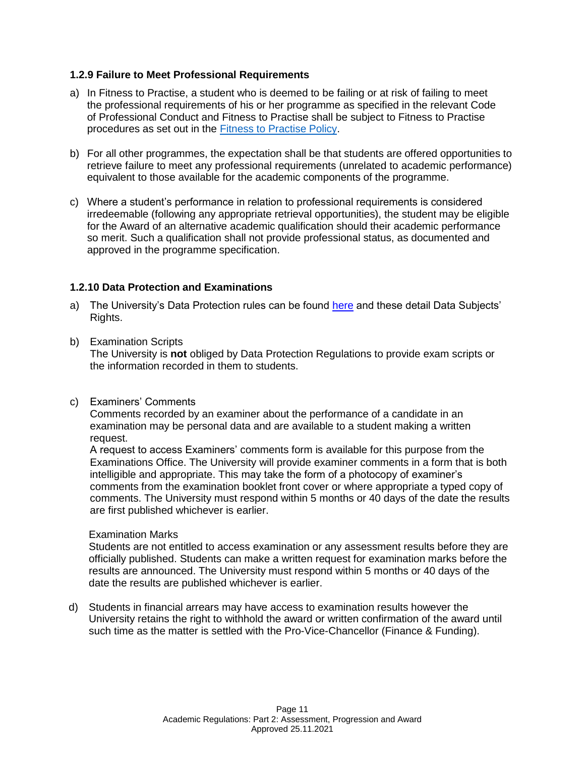### 1.2.9 Failure to Meet Professional Requirements

a) In Fitness to Practise, a student who is deemed to be failing or at risk of failing to meet the professional requirements of his or her programme as specified in the relevant Code of Professional Conduct and Fitness to Practise shall be subject to Fitness to Practise procedures as set out in the [Fitness to Practise Policy](#).

b) For all other programmes, the expectation shall be that students are offered opportunities to retrieve failure to meet any professional requirements (unrelated to academic performance) equivalent to those available for the academic components of the programme.

c) Where a student's performance in relation to professional requirements is considered irredeemable (following any appropriate retrieval opportunities), the student may be eligible for the Award of an alternative academic qualification should their academic performance so merit. Such a qualification shall not provide professional status, as documented and approved in the programme specification.

### 1.2.10 Data Protection and Examinations

a) The University's Data Protection rules can be found [here](#) and these detail Data Subjects' Rights.

b) Examination Scripts
The University is **not** obliged by Data Protection Regulations to provide exam scripts or the information recorded in them to students.

c) Examiners' Comments
Comments recorded by an examiner about the performance of a candidate in an examination may be personal data and are available to a student making a written request.
A request to access Examiners' comments form is available for this purpose from the Examinations Office. The University will provide examiner comments in a form that is both intelligible and appropriate. This may take the form of a photocopy of examiner's comments from the examination booklet front cover or where appropriate a typed copy of comments. The University must respond within 5 months or 40 days of the date the results are first published whichever is earlier.

   Examination Marks
   Students are not entitled to access examination or any assessment results before they are officially published. Students can make a written request for examination marks before the results are announced. The University must respond within 5 months or 40 days of the date the results are published whichever is earlier.

d) Students in financial arrears may have access to examination results however the University retains the right to withhold the award or written confirmation of the award until such time as the matter is settled with the Pro-Vice-Chancellor (Finance & Funding).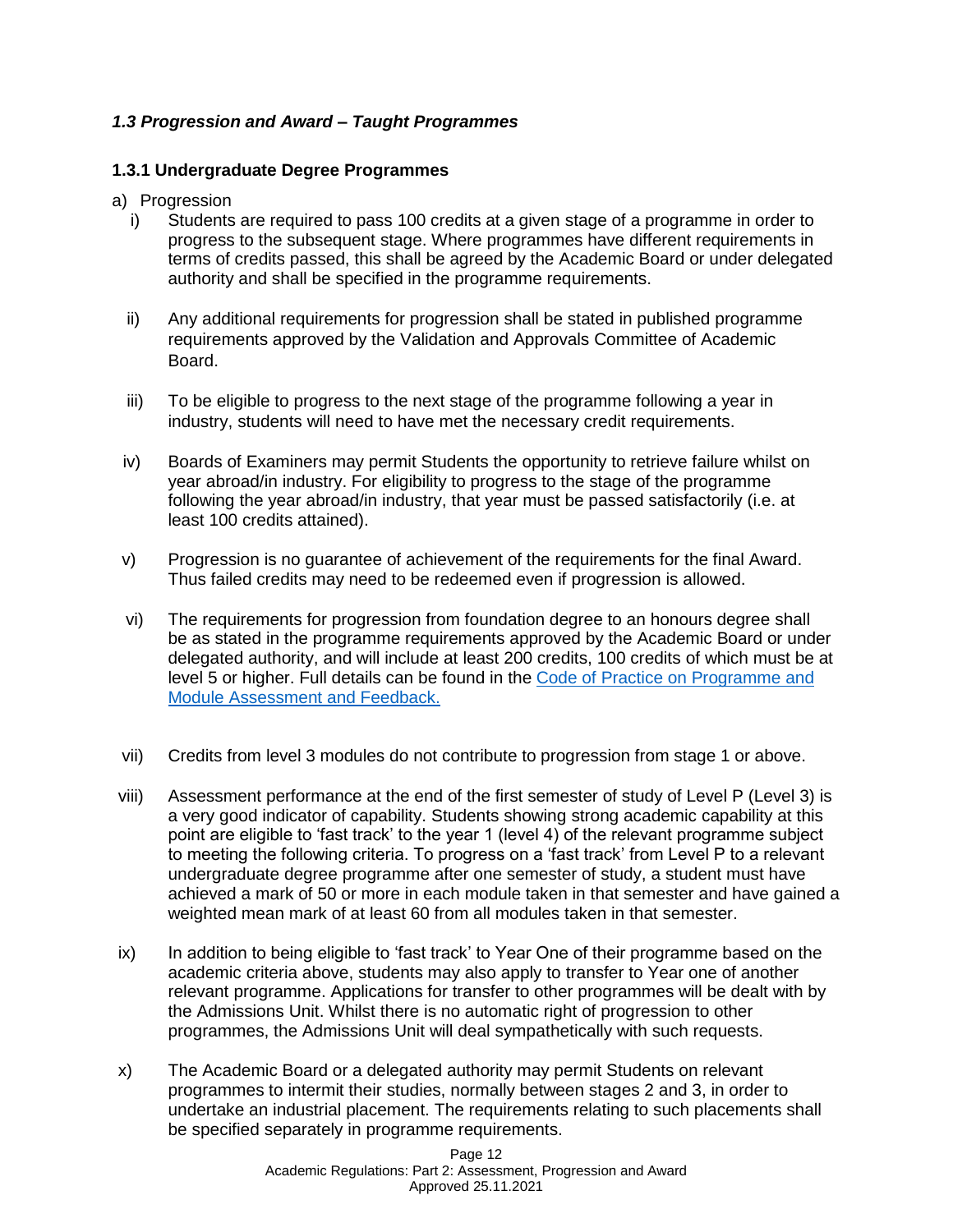### *1.3 Progression and Award – Taught Programmes*

#### 1.3.1 Undergraduate Degree Programmes

a) Progression

i) Students are required to pass 100 credits at a given stage of a programme in order to progress to the subsequent stage. Where programmes have different requirements in terms of credits passed, this shall be agreed by the Academic Board or under delegated authority and shall be specified in the programme requirements.

ii) Any additional requirements for progression shall be stated in published programme requirements approved by the Validation and Approvals Committee of Academic Board.

iii) To be eligible to progress to the next stage of the programme following a year in industry, students will need to have met the necessary credit requirements.

iv) Boards of Examiners may permit Students the opportunity to retrieve failure whilst on year abroad/in industry. For eligibility to progress to the stage of the programme following the year abroad/in industry, that year must be passed satisfactorily (i.e. at least 100 credits attained).

v) Progression is no guarantee of achievement of the requirements for the final Award. Thus failed credits may need to be redeemed even if progression is allowed.

vi) The requirements for progression from foundation degree to an honours degree shall be as stated in the programme requirements approved by the Academic Board or under delegated authority, and will include at least 200 credits, 100 credits of which must be at level 5 or higher. Full details can be found in the [Code of Practice on Programme and Module Assessment and Feedback.]()

vii) Credits from level 3 modules do not contribute to progression from stage 1 or above.

viii) Assessment performance at the end of the first semester of study of Level P (Level 3) is a very good indicator of capability. Students showing strong academic capability at this point are eligible to 'fast track' to the year 1 (level 4) of the relevant programme subject to meeting the following criteria. To progress on a 'fast track' from Level P to a relevant undergraduate degree programme after one semester of study, a student must have achieved a mark of 50 or more in each module taken in that semester and have gained a weighted mean mark of at least 60 from all modules taken in that semester.

ix) In addition to being eligible to 'fast track' to Year One of their programme based on the academic criteria above, students may also apply to transfer to Year one of another relevant programme. Applications for transfer to other programmes will be dealt with by the Admissions Unit. Whilst there is no automatic right of progression to other programmes, the Admissions Unit will deal sympathetically with such requests.

x) The Academic Board or a delegated authority may permit Students on relevant programmes to intermit their studies, normally between stages 2 and 3, in order to undertake an industrial placement. The requirements relating to such placements shall be specified separately in programme requirements.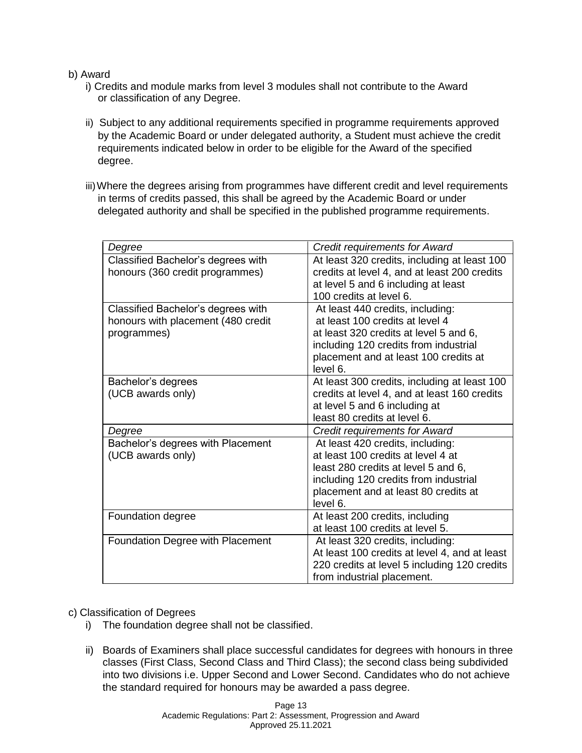b) Award

i) Credits and module marks from level 3 modules shall not contribute to the Award or classification of any Degree.

ii) Subject to any additional requirements specified in programme requirements approved by the Academic Board or under delegated authority, a Student must achieve the credit requirements indicated below in order to be eligible for the Award of the specified degree.

iii) Where the degrees arising from programmes have different credit and level requirements in terms of credits passed, this shall be agreed by the Academic Board or under delegated authority and shall be specified in the published programme requirements.

| *Degree* | *Credit requirements for Award* |
|---|---|
| Classified Bachelor's degrees with honours (360 credit programmes) | At least 320 credits, including at least 100 credits at level 4, and at least 200 credits at level 5 and 6 including at least 100 credits at level 6. |
| Classified Bachelor's degrees with honours with placement (480 credit programmes) | At least 440 credits, including: at least 100 credits at level 4 at least 320 credits at level 5 and 6, including 120 credits from industrial placement and at least 100 credits at level 6. |
| Bachelor's degrees (UCB awards only) | At least 300 credits, including at least 100 credits at level 4, and at least 160 credits at level 5 and 6 including at least 80 credits at level 6. |
| *Degree* | *Credit requirements for Award* |
| Bachelor's degrees with Placement (UCB awards only) | At least 420 credits, including: at least 100 credits at level 4 at least 280 credits at level 5 and 6, including 120 credits from industrial placement and at least 80 credits at level 6. |
| Foundation degree | At least 200 credits, including at least 100 credits at level 5. |
| Foundation Degree with Placement | At least 320 credits, including: At least 100 credits at level 4, and at least 220 credits at level 5 including 120 credits from industrial placement. |

c) Classification of Degrees

i) The foundation degree shall not be classified.

ii) Boards of Examiners shall place successful candidates for degrees with honours in three classes (First Class, Second Class and Third Class); the second class being subdivided into two divisions i.e. Upper Second and Lower Second. Candidates who do not achieve the standard required for honours may be awarded a pass degree.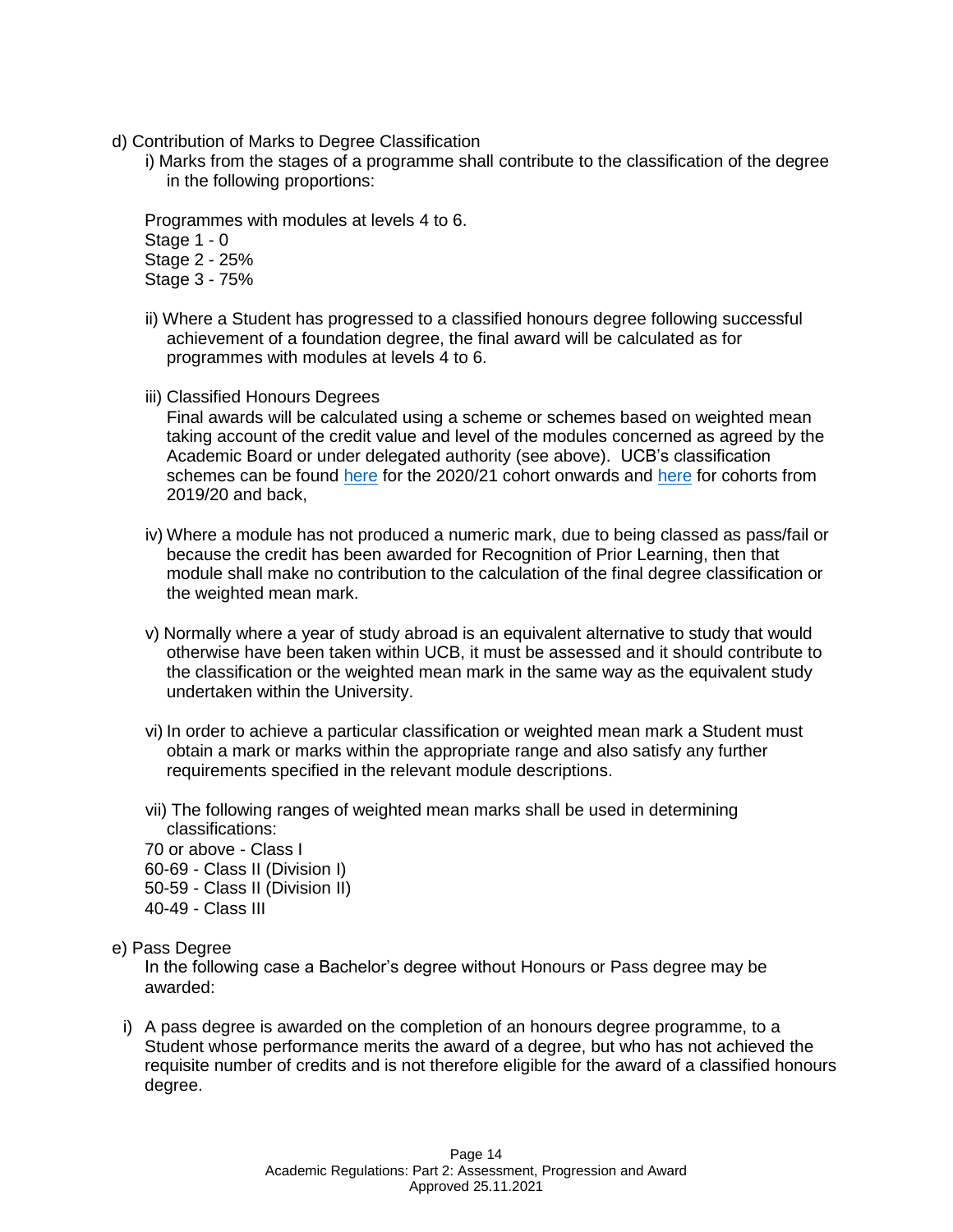d) Contribution of Marks to Degree Classification

i) Marks from the stages of a programme shall contribute to the classification of the degree in the following proportions:

Programmes with modules at levels 4 to 6.
Stage 1 - 0
Stage 2 - 25%
Stage 3 - 75%

ii) Where a Student has progressed to a classified honours degree following successful achievement of a foundation degree, the final award will be calculated as for programmes with modules at levels 4 to 6.

iii) Classified Honours Degrees
Final awards will be calculated using a scheme or schemes based on weighted mean taking account of the credit value and level of the modules concerned as agreed by the Academic Board or under delegated authority (see above). UCB's classification schemes can be found here for the 2020/21 cohort onwards and here for cohorts from 2019/20 and back,

iv) Where a module has not produced a numeric mark, due to being classed as pass/fail or because the credit has been awarded for Recognition of Prior Learning, then that module shall make no contribution to the calculation of the final degree classification or the weighted mean mark.

v) Normally where a year of study abroad is an equivalent alternative to study that would otherwise have been taken within UCB, it must be assessed and it should contribute to the classification or the weighted mean mark in the same way as the equivalent study undertaken within the University.

vi) In order to achieve a particular classification or weighted mean mark a Student must obtain a mark or marks within the appropriate range and also satisfy any further requirements specified in the relevant module descriptions.

vii) The following ranges of weighted mean marks shall be used in determining classifications:
70 or above - Class I
60-69 - Class II (Division I)
50-59 - Class II (Division II)
40-49 - Class III

e) Pass Degree

In the following case a Bachelor's degree without Honours or Pass degree may be awarded:

i) A pass degree is awarded on the completion of an honours degree programme, to a Student whose performance merits the award of a degree, but who has not achieved the requisite number of credits and is not therefore eligible for the award of a classified honours degree.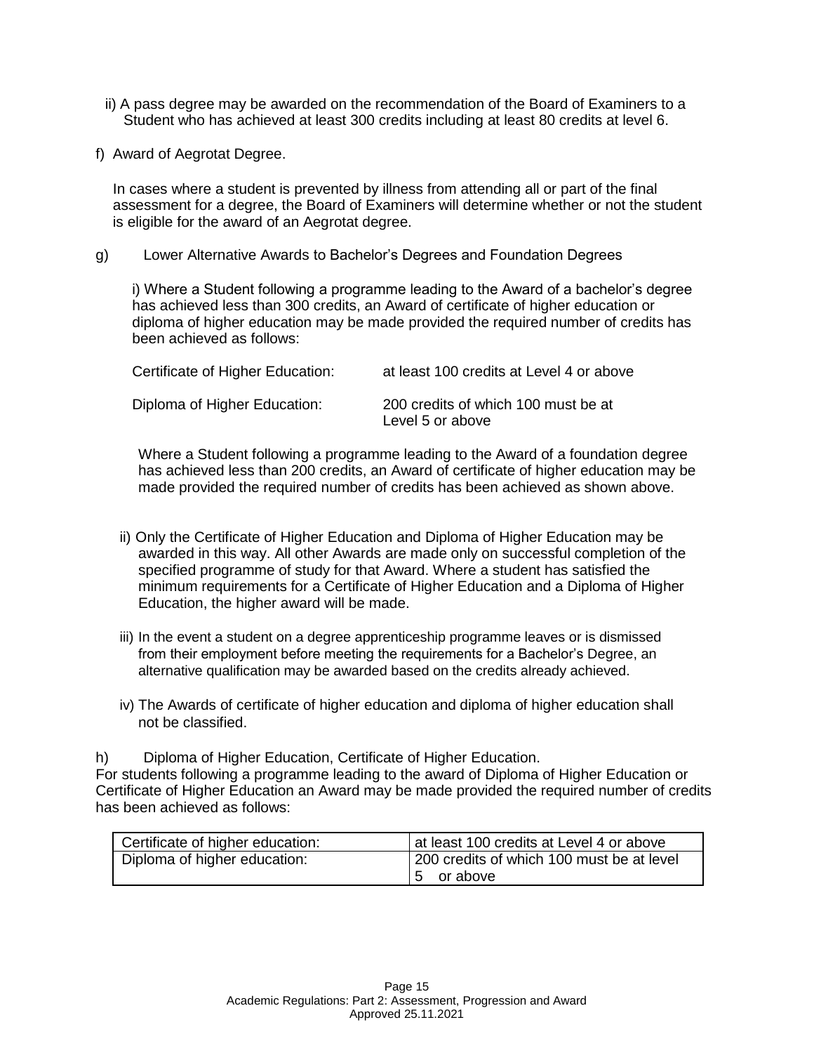ii) A pass degree may be awarded on the recommendation of the Board of Examiners to a Student who has achieved at least 300 credits including at least 80 credits at level 6.

f) Award of Aegrotat Degree.

In cases where a student is prevented by illness from attending all or part of the final assessment for a degree, the Board of Examiners will determine whether or not the student is eligible for the award of an Aegrotat degree.

g) Lower Alternative Awards to Bachelor's Degrees and Foundation Degrees

i) Where a Student following a programme leading to the Award of a bachelor's degree has achieved less than 300 credits, an Award of certificate of higher education or diploma of higher education may be made provided the required number of credits has been achieved as follows:

| | |
|---|---|
| Certificate of Higher Education: | at least 100 credits at Level 4 or above |
| Diploma of Higher Education: | 200 credits of which 100 must be at Level 5 or above |

Where a Student following a programme leading to the Award of a foundation degree has achieved less than 200 credits, an Award of certificate of higher education may be made provided the required number of credits has been achieved as shown above.

ii) Only the Certificate of Higher Education and Diploma of Higher Education may be awarded in this way. All other Awards are made only on successful completion of the specified programme of study for that Award. Where a student has satisfied the minimum requirements for a Certificate of Higher Education and a Diploma of Higher Education, the higher award will be made.

iii) In the event a student on a degree apprenticeship programme leaves or is dismissed from their employment before meeting the requirements for a Bachelor's Degree, an alternative qualification may be awarded based on the credits already achieved.

iv) The Awards of certificate of higher education and diploma of higher education shall not be classified.

h) Diploma of Higher Education, Certificate of Higher Education.

For students following a programme leading to the award of Diploma of Higher Education or Certificate of Higher Education an Award may be made provided the required number of credits has been achieved as follows:

| | |
|---|---|
| Certificate of higher education: | at least 100 credits at Level 4 or above |
| Diploma of higher education: | 200 credits of which 100 must be at level 5 or above |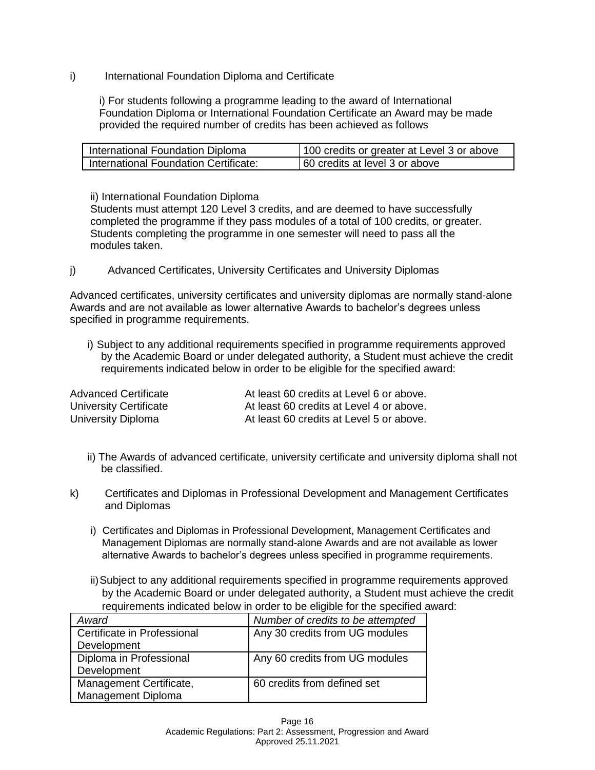i) International Foundation Diploma and Certificate

i) For students following a programme leading to the award of International Foundation Diploma or International Foundation Certificate an Award may be made provided the required number of credits has been achieved as follows

| International Foundation Diploma | 100 credits or greater at Level 3 or above |
|---|---|
| International Foundation Certificate: | 60 credits at level 3 or above |

ii) International Foundation Diploma
Students must attempt 120 Level 3 credits, and are deemed to have successfully completed the programme if they pass modules of a total of 100 credits, or greater. Students completing the programme in one semester will need to pass all the modules taken.

j) Advanced Certificates, University Certificates and University Diplomas

Advanced certificates, university certificates and university diplomas are normally stand-alone Awards and are not available as lower alternative Awards to bachelor's degrees unless specified in programme requirements.

i) Subject to any additional requirements specified in programme requirements approved by the Academic Board or under delegated authority, a Student must achieve the credit requirements indicated below in order to be eligible for the specified award:

| | |
|---|---|
| Advanced Certificate | At least 60 credits at Level 6 or above. |
| University Certificate | At least 60 credits at Level 4 or above. |
| University Diploma | At least 60 credits at Level 5 or above. |

ii) The Awards of advanced certificate, university certificate and university diploma shall not be classified.

k) Certificates and Diplomas in Professional Development and Management Certificates and Diplomas

i) Certificates and Diplomas in Professional Development, Management Certificates and Management Diplomas are normally stand-alone Awards and are not available as lower alternative Awards to bachelor's degrees unless specified in programme requirements.

ii) Subject to any additional requirements specified in programme requirements approved by the Academic Board or under delegated authority, a Student must achieve the credit requirements indicated below in order to be eligible for the specified award:

| *Award* | *Number of credits to be attempted* |
|---|---|
| Certificate in Professional Development | Any 30 credits from UG modules |
| Diploma in Professional Development | Any 60 credits from UG modules |
| Management Certificate, Management Diploma | 60 credits from defined set |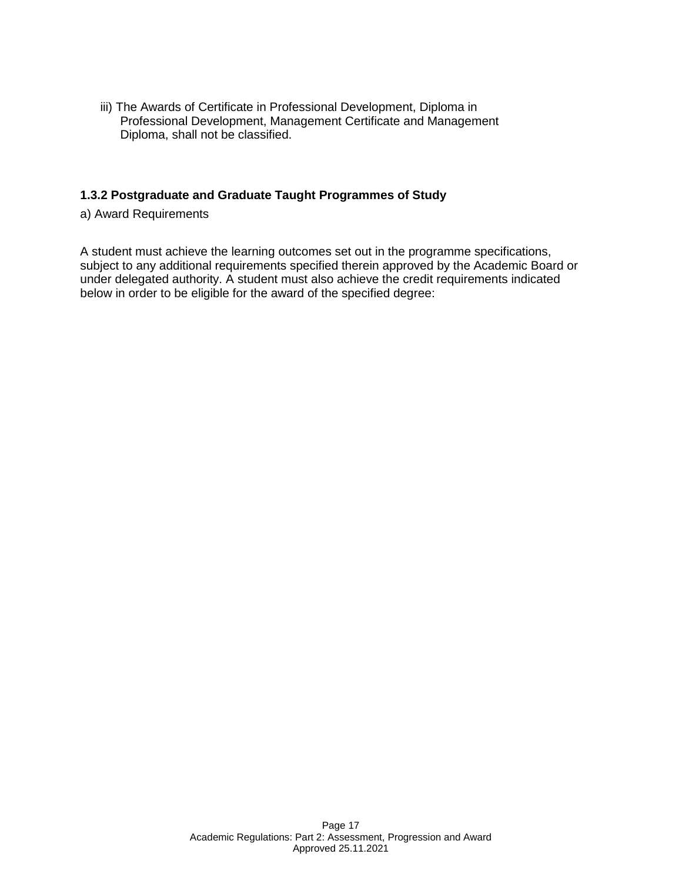iii) The Awards of Certificate in Professional Development, Diploma in Professional Development, Management Certificate and Management Diploma, shall not be classified.

### 1.3.2 Postgraduate and Graduate Taught Programmes of Study

a) Award Requirements

A student must achieve the learning outcomes set out in the programme specifications, subject to any additional requirements specified therein approved by the Academic Board or under delegated authority. A student must also achieve the credit requirements indicated below in order to be eligible for the award of the specified degree: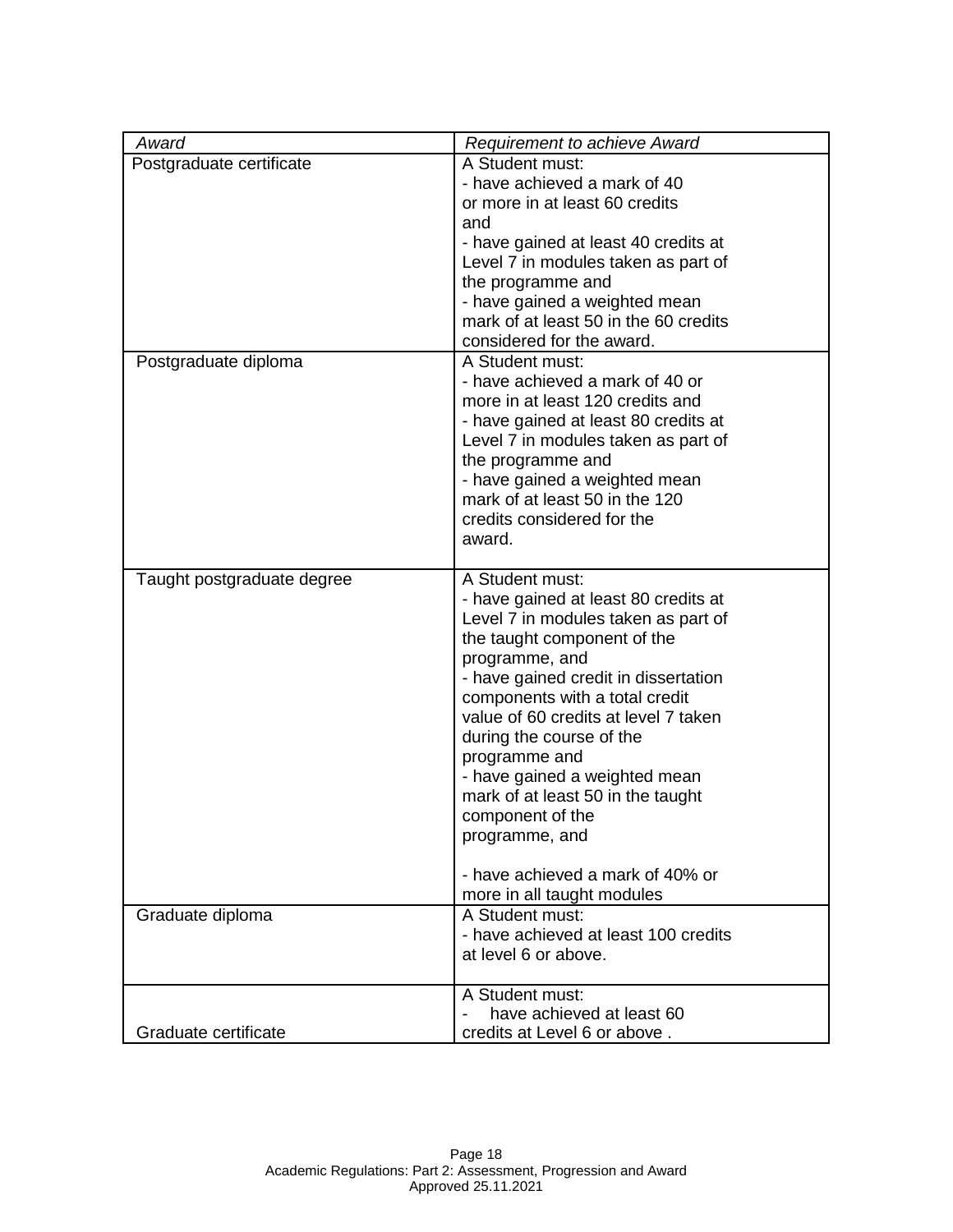| *Award* | *Requirement to achieve Award* |
|---|---|
| Postgraduate certificate | A Student must: - have achieved a mark of 40 or more in at least 60 credits and - have gained at least 40 credits at Level 7 in modules taken as part of the programme and - have gained a weighted mean mark of at least 50 in the 60 credits considered for the award. |
| Postgraduate diploma | A Student must: - have achieved a mark of 40 or more in at least 120 credits and - have gained at least 80 credits at Level 7 in modules taken as part of the programme and - have gained a weighted mean mark of at least 50 in the 120 credits considered for the award. |
| Taught postgraduate degree | A Student must: - have gained at least 80 credits at Level 7 in modules taken as part of the taught component of the programme, and - have gained credit in dissertation components with a total credit value of 60 credits at level 7 taken during the course of the programme and - have gained a weighted mean mark of at least 50 in the taught component of the programme, and - have achieved a mark of 40% or more in all taught modules |
| Graduate diploma | A Student must: - have achieved at least 100 credits at level 6 or above. |
| Graduate certificate | A Student must: - have achieved at least 60 credits at Level 6 or above . |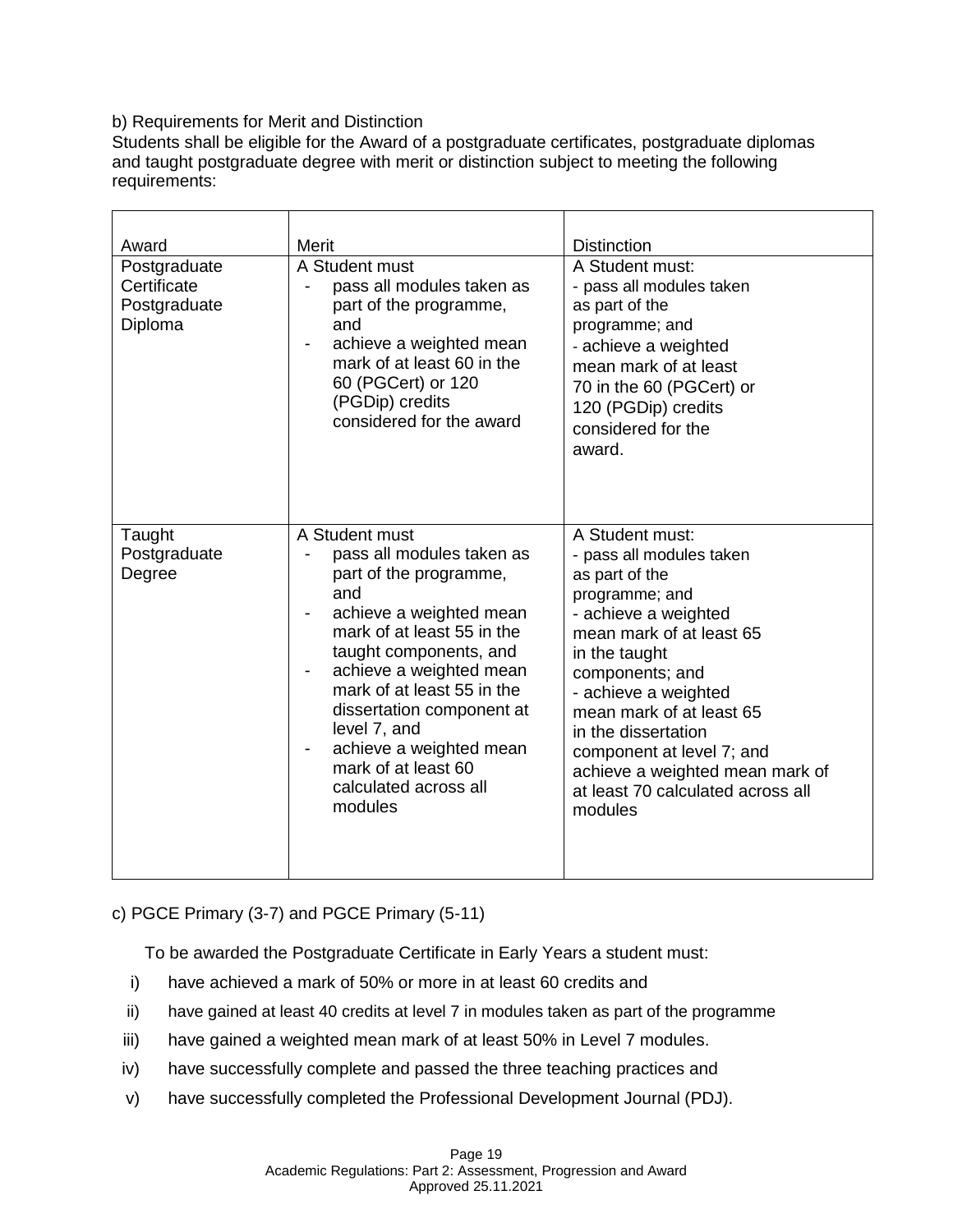b) Requirements for Merit and Distinction

Students shall be eligible for the Award of a postgraduate certificates, postgraduate diplomas and taught postgraduate degree with merit or distinction subject to meeting the following requirements:

| Award | Merit | Distinction |
|---|---|---|
| Postgraduate Certificate Postgraduate Diploma | A Student must<br>- pass all modules taken as part of the programme, and<br>- achieve a weighted mean mark of at least 60 in the 60 (PGCert) or 120 (PGDip) credits considered for the award | A Student must:<br>- pass all modules taken as part of the programme; and<br>- achieve a weighted mean mark of at least 70 in the 60 (PGCert) or 120 (PGDip) credits considered for the award. |
| Taught Postgraduate Degree | A Student must<br>- pass all modules taken as part of the programme, and<br>- achieve a weighted mean mark of at least 55 in the taught components, and<br>- achieve a weighted mean mark of at least 55 in the dissertation component at level 7, and<br>- achieve a weighted mean mark of at least 60 calculated across all modules | A Student must:<br>- pass all modules taken as part of the programme; and<br>- achieve a weighted mean mark of at least 65 in the taught components; and<br>- achieve a weighted mean mark of at least 65 in the dissertation component at level 7; and achieve a weighted mean mark of at least 70 calculated across all modules |

c) PGCE Primary (3-7) and PGCE Primary (5-11)

To be awarded the Postgraduate Certificate in Early Years a student must:

i) have achieved a mark of 50% or more in at least 60 credits and
ii) have gained at least 40 credits at level 7 in modules taken as part of the programme
iii) have gained a weighted mean mark of at least 50% in Level 7 modules.
iv) have successfully complete and passed the three teaching practices and
v) have successfully completed the Professional Development Journal (PDJ).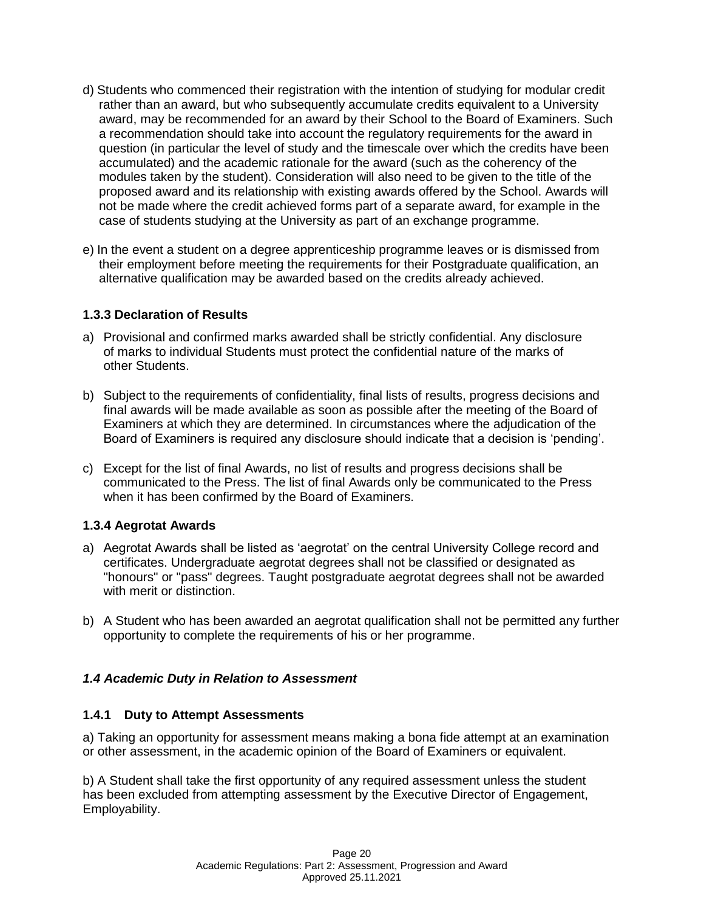d) Students who commenced their registration with the intention of studying for modular credit rather than an award, but who subsequently accumulate credits equivalent to a University award, may be recommended for an award by their School to the Board of Examiners. Such a recommendation should take into account the regulatory requirements for the award in question (in particular the level of study and the timescale over which the credits have been accumulated) and the academic rationale for the award (such as the coherency of the modules taken by the student). Consideration will also need to be given to the title of the proposed award and its relationship with existing awards offered by the School. Awards will not be made where the credit achieved forms part of a separate award, for example in the case of students studying at the University as part of an exchange programme.

e) In the event a student on a degree apprenticeship programme leaves or is dismissed from their employment before meeting the requirements for their Postgraduate qualification, an alternative qualification may be awarded based on the credits already achieved.

#### 1.3.3 Declaration of Results

a) Provisional and confirmed marks awarded shall be strictly confidential. Any disclosure of marks to individual Students must protect the confidential nature of the marks of other Students.

b) Subject to the requirements of confidentiality, final lists of results, progress decisions and final awards will be made available as soon as possible after the meeting of the Board of Examiners at which they are determined. In circumstances where the adjudication of the Board of Examiners is required any disclosure should indicate that a decision is 'pending'.

c) Except for the list of final Awards, no list of results and progress decisions shall be communicated to the Press. The list of final Awards only be communicated to the Press when it has been confirmed by the Board of Examiners.

#### 1.3.4 Aegrotat Awards

a) Aegrotat Awards shall be listed as 'aegrotat' on the central University College record and certificates. Undergraduate aegrotat degrees shall not be classified or designated as "honours" or "pass" degrees. Taught postgraduate aegrotat degrees shall not be awarded with merit or distinction.

b) A Student who has been awarded an aegrotat qualification shall not be permitted any further opportunity to complete the requirements of his or her programme.

### *1.4 Academic Duty in Relation to Assessment*

#### 1.4.1 Duty to Attempt Assessments

a) Taking an opportunity for assessment means making a bona fide attempt at an examination or other assessment, in the academic opinion of the Board of Examiners or equivalent.

b) A Student shall take the first opportunity of any required assessment unless the student has been excluded from attempting assessment by the Executive Director of Engagement, Employability.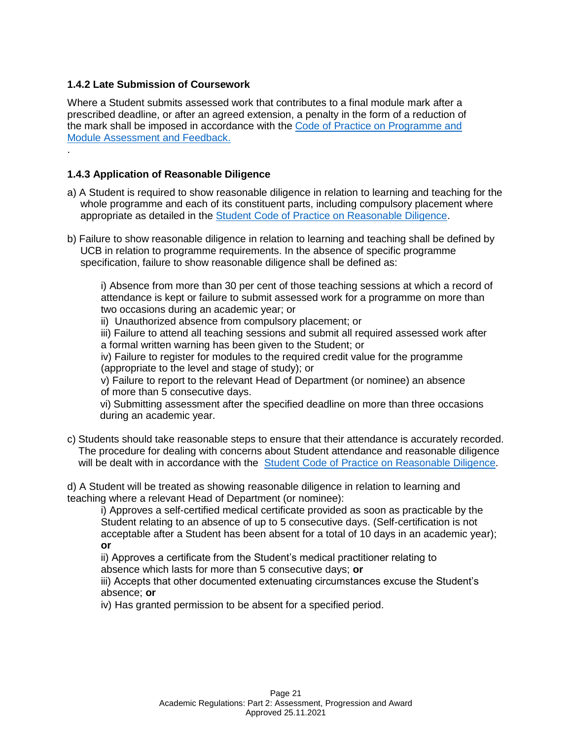### 1.4.2 Late Submission of Coursework

Where a Student submits assessed work that contributes to a final module mark after a prescribed deadline, or after an agreed extension, a penalty in the form of a reduction of the mark shall be imposed in accordance with the [Code of Practice on Programme and Module Assessment and Feedback.]()

.

### 1.4.3 Application of Reasonable Diligence

a) A Student is required to show reasonable diligence in relation to learning and teaching for the whole programme and each of its constituent parts, including compulsory placement where appropriate as detailed in the [Student Code of Practice on Reasonable Diligence]().

b) Failure to show reasonable diligence in relation to learning and teaching shall be defined by UCB in relation to programme requirements. In the absence of specific programme specification, failure to show reasonable diligence shall be defined as:

> i) Absence from more than 30 per cent of those teaching sessions at which a record of attendance is kept or failure to submit assessed work for a programme on more than two occasions during an academic year; or
> ii) Unauthorized absence from compulsory placement; or
> iii) Failure to attend all teaching sessions and submit all required assessed work after a formal written warning has been given to the Student; or
> iv) Failure to register for modules to the required credit value for the programme (appropriate to the level and stage of study); or
> v) Failure to report to the relevant Head of Department (or nominee) an absence of more than 5 consecutive days.
> vi) Submitting assessment after the specified deadline on more than three occasions during an academic year.

c) Students should take reasonable steps to ensure that their attendance is accurately recorded. The procedure for dealing with concerns about Student attendance and reasonable diligence will be dealt with in accordance with the [Student Code of Practice on Reasonable Diligence]().

d) A Student will be treated as showing reasonable diligence in relation to learning and teaching where a relevant Head of Department (or nominee):

> i) Approves a self-certified medical certificate provided as soon as practicable by the Student relating to an absence of up to 5 consecutive days. (Self-certification is not acceptable after a Student has been absent for a total of 10 days in an academic year); **or**
> ii) Approves a certificate from the Student's medical practitioner relating to absence which lasts for more than 5 consecutive days; **or**
> iii) Accepts that other documented extenuating circumstances excuse the Student's absence; **or**
> iv) Has granted permission to be absent for a specified period.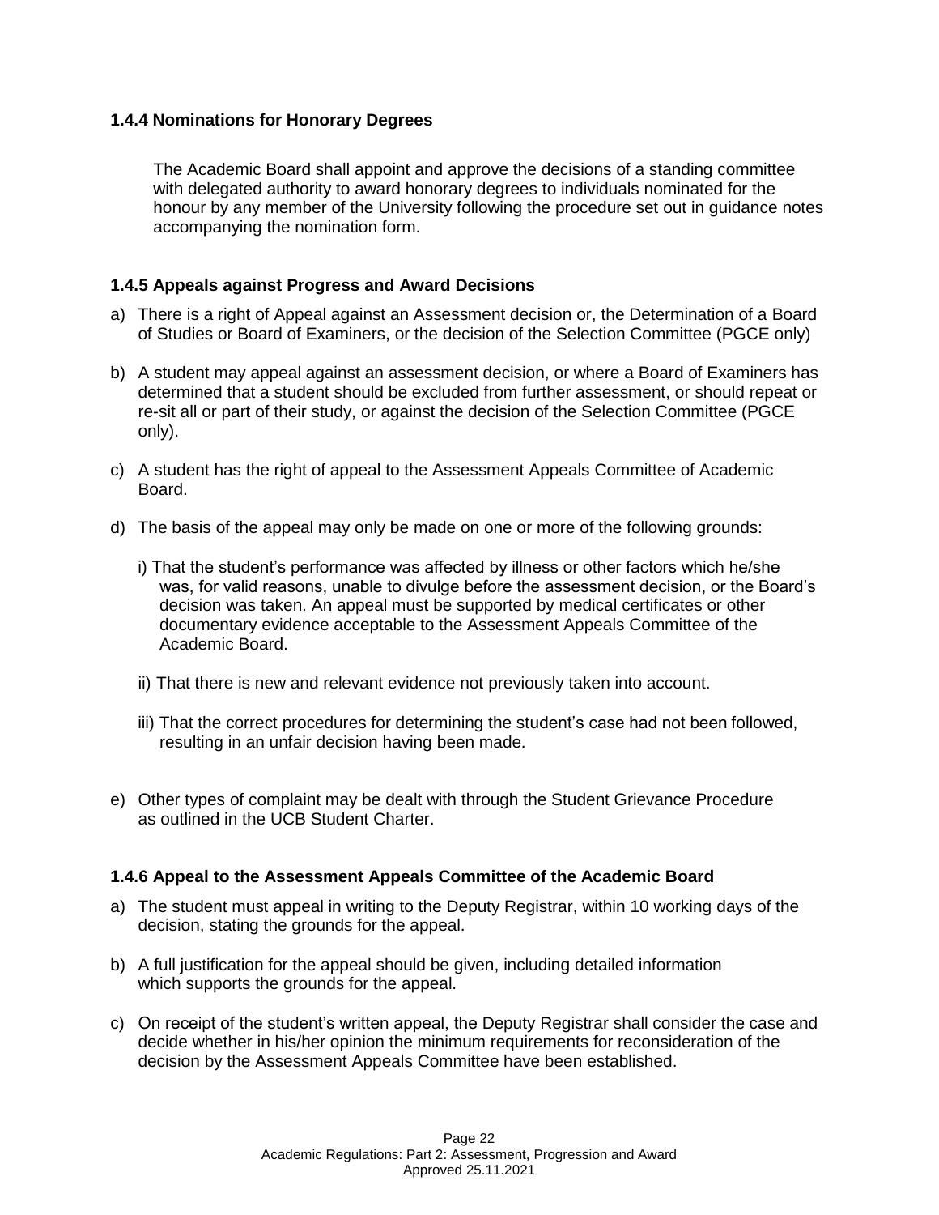### 1.4.4 Nominations for Honorary Degrees

The Academic Board shall appoint and approve the decisions of a standing committee with delegated authority to award honorary degrees to individuals nominated for the honour by any member of the University following the procedure set out in guidance notes accompanying the nomination form.

### 1.4.5 Appeals against Progress and Award Decisions

a) There is a right of Appeal against an Assessment decision or, the Determination of a Board of Studies or Board of Examiners, or the decision of the Selection Committee (PGCE only)

b) A student may appeal against an assessment decision, or where a Board of Examiners has determined that a student should be excluded from further assessment, or should repeat or re-sit all or part of their study, or against the decision of the Selection Committee (PGCE only).

c) A student has the right of appeal to the Assessment Appeals Committee of Academic Board.

d) The basis of the appeal may only be made on one or more of the following grounds:

   i) That the student's performance was affected by illness or other factors which he/she was, for valid reasons, unable to divulge before the assessment decision, or the Board's decision was taken. An appeal must be supported by medical certificates or other documentary evidence acceptable to the Assessment Appeals Committee of the Academic Board.

   ii) That there is new and relevant evidence not previously taken into account.

   iii) That the correct procedures for determining the student's case had not been followed, resulting in an unfair decision having been made.

e) Other types of complaint may be dealt with through the Student Grievance Procedure as outlined in the UCB Student Charter.

### 1.4.6 Appeal to the Assessment Appeals Committee of the Academic Board

a) The student must appeal in writing to the Deputy Registrar, within 10 working days of the decision, stating the grounds for the appeal.

b) A full justification for the appeal should be given, including detailed information which supports the grounds for the appeal.

c) On receipt of the student's written appeal, the Deputy Registrar shall consider the case and decide whether in his/her opinion the minimum requirements for reconsideration of the decision by the Assessment Appeals Committee have been established.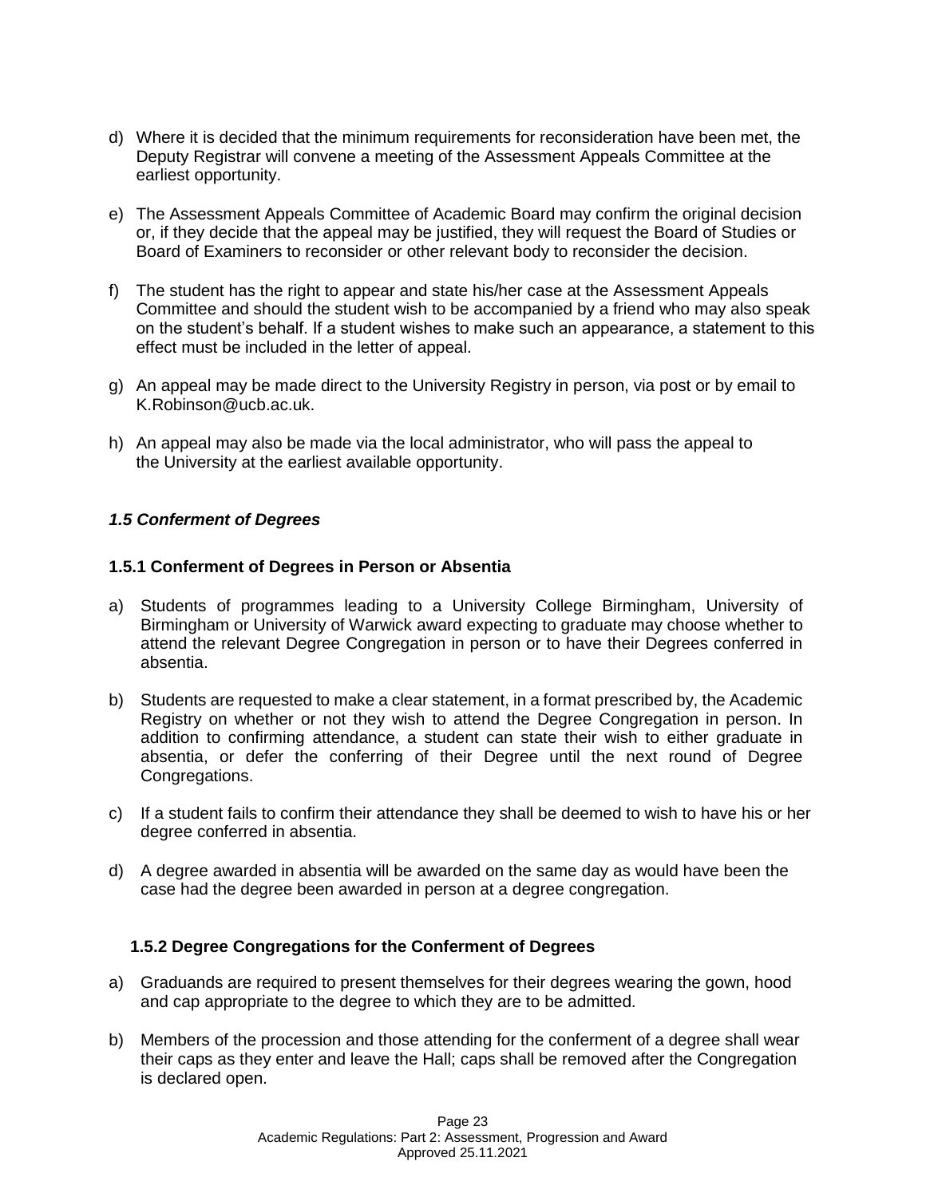d) Where it is decided that the minimum requirements for reconsideration have been met, the Deputy Registrar will convene a meeting of the Assessment Appeals Committee at the earliest opportunity.

e) The Assessment Appeals Committee of Academic Board may confirm the original decision or, if they decide that the appeal may be justified, they will request the Board of Studies or Board of Examiners to reconsider or other relevant body to reconsider the decision.

f) The student has the right to appear and state his/her case at the Assessment Appeals Committee and should the student wish to be accompanied by a friend who may also speak on the student's behalf. If a student wishes to make such an appearance, a statement to this effect must be included in the letter of appeal.

g) An appeal may be made direct to the University Registry in person, via post or by email to K.Robinson@ucb.ac.uk.

h) An appeal may also be made via the local administrator, who will pass the appeal to the University at the earliest available opportunity.

### *1.5 Conferment of Degrees*

#### 1.5.1 Conferment of Degrees in Person or Absentia

a) Students of programmes leading to a University College Birmingham, University of Birmingham or University of Warwick award expecting to graduate may choose whether to attend the relevant Degree Congregation in person or to have their Degrees conferred in absentia.

b) Students are requested to make a clear statement, in a format prescribed by, the Academic Registry on whether or not they wish to attend the Degree Congregation in person. In addition to confirming attendance, a student can state their wish to either graduate in absentia, or defer the conferring of their Degree until the next round of Degree Congregations.

c) If a student fails to confirm their attendance they shall be deemed to wish to have his or her degree conferred in absentia.

d) A degree awarded in absentia will be awarded on the same day as would have been the case had the degree been awarded in person at a degree congregation.

#### 1.5.2 Degree Congregations for the Conferment of Degrees

a) Graduands are required to present themselves for their degrees wearing the gown, hood and cap appropriate to the degree to which they are to be admitted.

b) Members of the procession and those attending for the conferment of a degree shall wear their caps as they enter and leave the Hall; caps shall be removed after the Congregation is declared open.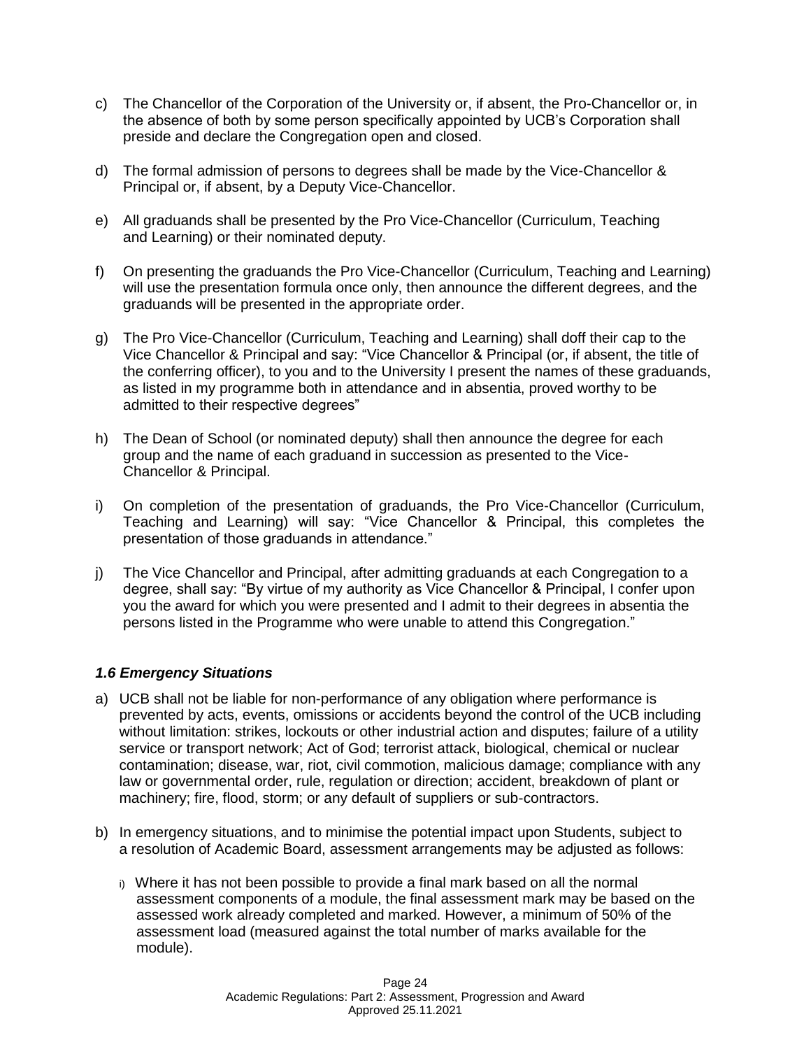c) The Chancellor of the Corporation of the University or, if absent, the Pro-Chancellor or, in the absence of both by some person specifically appointed by UCB's Corporation shall preside and declare the Congregation open and closed.

d) The formal admission of persons to degrees shall be made by the Vice-Chancellor & Principal or, if absent, by a Deputy Vice-Chancellor.

e) All graduands shall be presented by the Pro Vice-Chancellor (Curriculum, Teaching and Learning) or their nominated deputy.

f) On presenting the graduands the Pro Vice-Chancellor (Curriculum, Teaching and Learning) will use the presentation formula once only, then announce the different degrees, and the graduands will be presented in the appropriate order.

g) The Pro Vice-Chancellor (Curriculum, Teaching and Learning) shall doff their cap to the Vice Chancellor & Principal and say: "Vice Chancellor & Principal (or, if absent, the title of the conferring officer), to you and to the University I present the names of these graduands, as listed in my programme both in attendance and in absentia, proved worthy to be admitted to their respective degrees"

h) The Dean of School (or nominated deputy) shall then announce the degree for each group and the name of each graduand in succession as presented to the Vice-Chancellor & Principal.

i) On completion of the presentation of graduands, the Pro Vice-Chancellor (Curriculum, Teaching and Learning) will say: "Vice Chancellor & Principal, this completes the presentation of those graduands in attendance."

j) The Vice Chancellor and Principal, after admitting graduands at each Congregation to a degree, shall say: "By virtue of my authority as Vice Chancellor & Principal, I confer upon you the award for which you were presented and I admit to their degrees in absentia the persons listed in the Programme who were unable to attend this Congregation."

### *1.6 Emergency Situations*

a) UCB shall not be liable for non-performance of any obligation where performance is prevented by acts, events, omissions or accidents beyond the control of the UCB including without limitation: strikes, lockouts or other industrial action and disputes; failure of a utility service or transport network; Act of God; terrorist attack, biological, chemical or nuclear contamination; disease, war, riot, civil commotion, malicious damage; compliance with any law or governmental order, rule, regulation or direction; accident, breakdown of plant or machinery; fire, flood, storm; or any default of suppliers or sub-contractors.

b) In emergency situations, and to minimise the potential impact upon Students, subject to a resolution of Academic Board, assessment arrangements may be adjusted as follows:

   i) Where it has not been possible to provide a final mark based on all the normal assessment components of a module, the final assessment mark may be based on the assessed work already completed and marked. However, a minimum of 50% of the assessment load (measured against the total number of marks available for the module).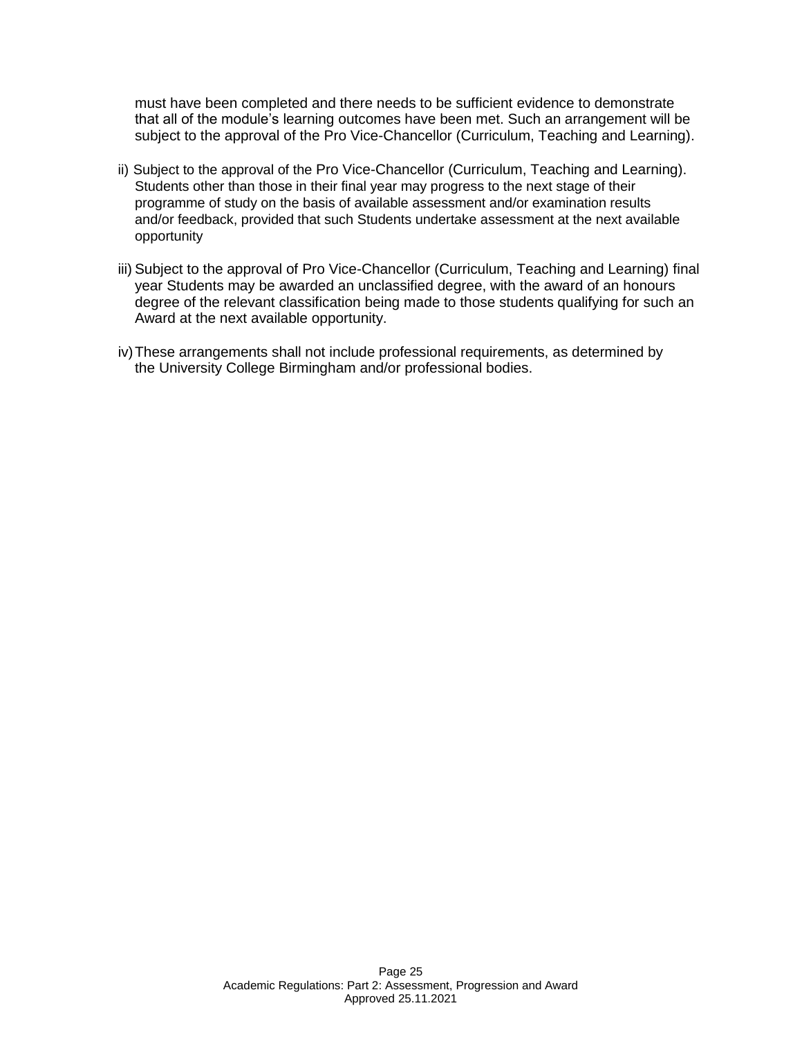must have been completed and there needs to be sufficient evidence to demonstrate that all of the module's learning outcomes have been met. Such an arrangement will be subject to the approval of the Pro Vice-Chancellor (Curriculum, Teaching and Learning).

ii) Subject to the approval of the Pro Vice-Chancellor (Curriculum, Teaching and Learning). Students other than those in their final year may progress to the next stage of their programme of study on the basis of available assessment and/or examination results and/or feedback, provided that such Students undertake assessment at the next available opportunity

iii) Subject to the approval of Pro Vice-Chancellor (Curriculum, Teaching and Learning) final year Students may be awarded an unclassified degree, with the award of an honours degree of the relevant classification being made to those students qualifying for such an Award at the next available opportunity.

iv) These arrangements shall not include professional requirements, as determined by the University College Birmingham and/or professional bodies.